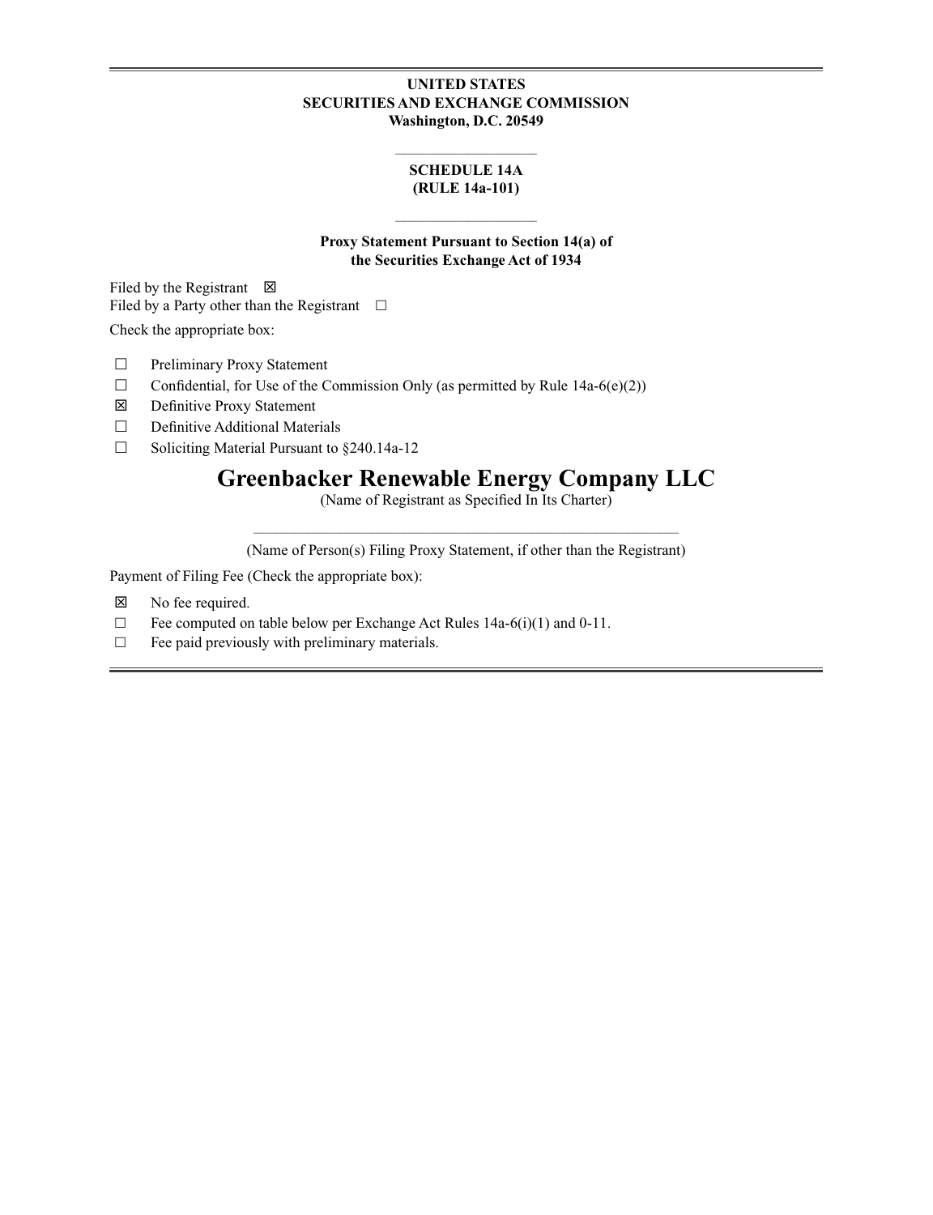**UNITED STATES**
**SECURITIES AND EXCHANGE COMMISSION**
**Washington, D.C. 20549**

---

**SCHEDULE 14A**
**(RULE 14a-101)**

---

**Proxy Statement Pursuant to Section 14(a) of**
**the Securities Exchange Act of 1934**

Filed by the Registrant ☒
Filed by a Party other than the Registrant ☐

Check the appropriate box:

☐ Preliminary Proxy Statement
☐ Confidential, for Use of the Commission Only (as permitted by Rule 14a-6(e)(2))
☒ Definitive Proxy Statement
☐ Definitive Additional Materials
☐ Soliciting Material Pursuant to §240.14a-12

# Greenbacker Renewable Energy Company LLC

(Name of Registrant as Specified In Its Charter)

---

(Name of Person(s) Filing Proxy Statement, if other than the Registrant)

Payment of Filing Fee (Check the appropriate box):

☒ No fee required.
☐ Fee computed on table below per Exchange Act Rules 14a-6(i)(1) and 0-11.
☐ Fee paid previously with preliminary materials.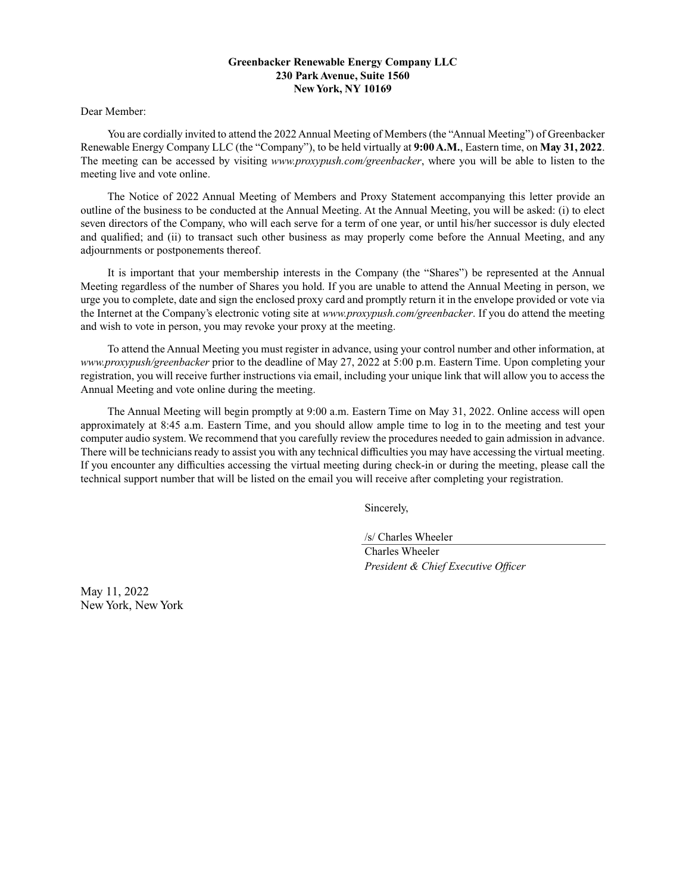**Greenbacker Renewable Energy Company LLC**
**230 Park Avenue, Suite 1560**
**New York, NY 10169**

Dear Member:

You are cordially invited to attend the 2022 Annual Meeting of Members (the "Annual Meeting") of Greenbacker Renewable Energy Company LLC (the "Company"), to be held virtually at **9:00 A.M.**, Eastern time, on **May 31, 2022**. The meeting can be accessed by visiting *www.proxypush.com/greenbacker*, where you will be able to listen to the meeting live and vote online.

The Notice of 2022 Annual Meeting of Members and Proxy Statement accompanying this letter provide an outline of the business to be conducted at the Annual Meeting. At the Annual Meeting, you will be asked: (i) to elect seven directors of the Company, who will each serve for a term of one year, or until his/her successor is duly elected and qualified; and (ii) to transact such other business as may properly come before the Annual Meeting, and any adjournments or postponements thereof.

It is important that your membership interests in the Company (the "Shares") be represented at the Annual Meeting regardless of the number of Shares you hold. If you are unable to attend the Annual Meeting in person, we urge you to complete, date and sign the enclosed proxy card and promptly return it in the envelope provided or vote via the Internet at the Company's electronic voting site at *www.proxypush.com/greenbacker*. If you do attend the meeting and wish to vote in person, you may revoke your proxy at the meeting.

To attend the Annual Meeting you must register in advance, using your control number and other information, at *www.proxypush/greenbacker* prior to the deadline of May 27, 2022 at 5:00 p.m. Eastern Time. Upon completing your registration, you will receive further instructions via email, including your unique link that will allow you to access the Annual Meeting and vote online during the meeting.

The Annual Meeting will begin promptly at 9:00 a.m. Eastern Time on May 31, 2022. Online access will open approximately at 8:45 a.m. Eastern Time, and you should allow ample time to log in to the meeting and test your computer audio system. We recommend that you carefully review the procedures needed to gain admission in advance. There will be technicians ready to assist you with any technical difficulties you may have accessing the virtual meeting. If you encounter any difficulties accessing the virtual meeting during check-in or during the meeting, please call the technical support number that will be listed on the email you will receive after completing your registration.

Sincerely,

/s/ Charles Wheeler
Charles Wheeler
*President & Chief Executive Officer*

May 11, 2022
New York, New York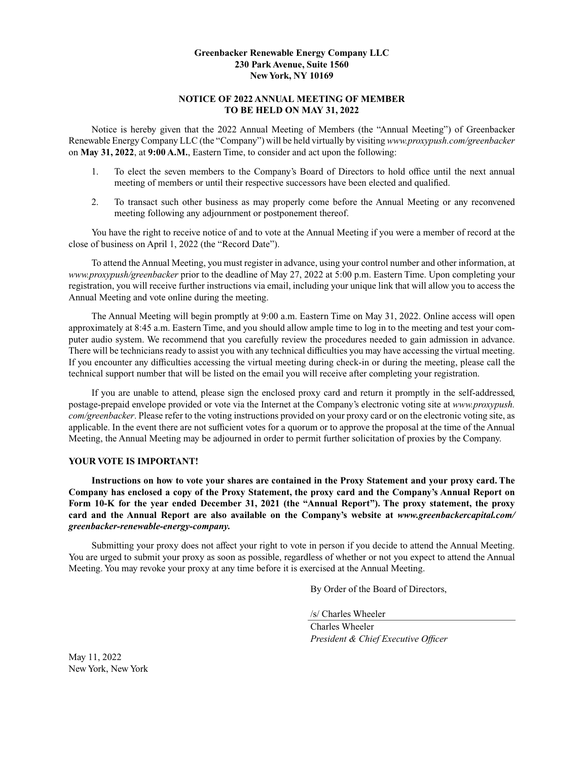**Greenbacker Renewable Energy Company LLC**
**230 Park Avenue, Suite 1560**
**New York, NY 10169**

**NOTICE OF 2022 ANNUAL MEETING OF MEMBER**
**TO BE HELD ON MAY 31, 2022**

Notice is hereby given that the 2022 Annual Meeting of Members (the "Annual Meeting") of Greenbacker Renewable Energy Company LLC (the "Company") will be held virtually by visiting *www.proxypush.com/greenbacker* on **May 31, 2022**, at **9:00 A.M.**, Eastern Time, to consider and act upon the following:

1. To elect the seven members to the Company's Board of Directors to hold office until the next annual meeting of members or until their respective successors have been elected and qualified.

2. To transact such other business as may properly come before the Annual Meeting or any reconvened meeting following any adjournment or postponement thereof.

You have the right to receive notice of and to vote at the Annual Meeting if you were a member of record at the close of business on April 1, 2022 (the "Record Date").

To attend the Annual Meeting, you must register in advance, using your control number and other information, at *www.proxypush/greenbacker* prior to the deadline of May 27, 2022 at 5:00 p.m. Eastern Time. Upon completing your registration, you will receive further instructions via email, including your unique link that will allow you to access the Annual Meeting and vote online during the meeting.

The Annual Meeting will begin promptly at 9:00 a.m. Eastern Time on May 31, 2022. Online access will open approximately at 8:45 a.m. Eastern Time, and you should allow ample time to log in to the meeting and test your computer audio system. We recommend that you carefully review the procedures needed to gain admission in advance. There will be technicians ready to assist you with any technical difficulties you may have accessing the virtual meeting. If you encounter any difficulties accessing the virtual meeting during check-in or during the meeting, please call the technical support number that will be listed on the email you will receive after completing your registration.

If you are unable to attend, please sign the enclosed proxy card and return it promptly in the self-addressed, postage-prepaid envelope provided or vote via the Internet at the Company's electronic voting site at *www.proxypush.com/greenbacker*. Please refer to the voting instructions provided on your proxy card or on the electronic voting site, as applicable. In the event there are not sufficient votes for a quorum or to approve the proposal at the time of the Annual Meeting, the Annual Meeting may be adjourned in order to permit further solicitation of proxies by the Company.

**YOUR VOTE IS IMPORTANT!**

**Instructions on how to vote your shares are contained in the Proxy Statement and your proxy card. The Company has enclosed a copy of the Proxy Statement, the proxy card and the Company's Annual Report on Form 10-K for the year ended December 31, 2021 (the "Annual Report"). The proxy statement, the proxy card and the Annual Report are also available on the Company's website at *www.greenbackercapital.com/greenbacker-renewable-energy-company*.**

Submitting your proxy does not affect your right to vote in person if you decide to attend the Annual Meeting. You are urged to submit your proxy as soon as possible, regardless of whether or not you expect to attend the Annual Meeting. You may revoke your proxy at any time before it is exercised at the Annual Meeting.

By Order of the Board of Directors,

/s/ Charles Wheeler

Charles Wheeler
*President & Chief Executive Officer*

May 11, 2022
New York, New York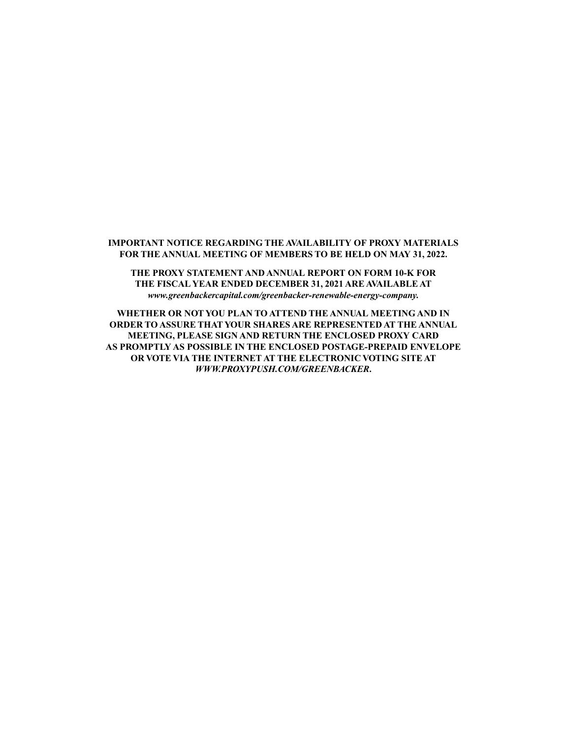**IMPORTANT NOTICE REGARDING THE AVAILABILITY OF PROXY MATERIALS FOR THE ANNUAL MEETING OF MEMBERS TO BE HELD ON MAY 31, 2022.**

**THE PROXY STATEMENT AND ANNUAL REPORT ON FORM 10-K FOR THE FISCAL YEAR ENDED DECEMBER 31, 2021 ARE AVAILABLE AT *www.greenbackercapital.com/greenbacker-renewable-energy-company.***

**WHETHER OR NOT YOU PLAN TO ATTEND THE ANNUAL MEETING AND IN ORDER TO ASSURE THAT YOUR SHARES ARE REPRESENTED AT THE ANNUAL MEETING, PLEASE SIGN AND RETURN THE ENCLOSED PROXY CARD AS PROMPTLY AS POSSIBLE IN THE ENCLOSED POSTAGE-PREPAID ENVELOPE OR VOTE VIA THE INTERNET AT THE ELECTRONIC VOTING SITE AT *WWW.PROXYPUSH.COM/GREENBACKER*.**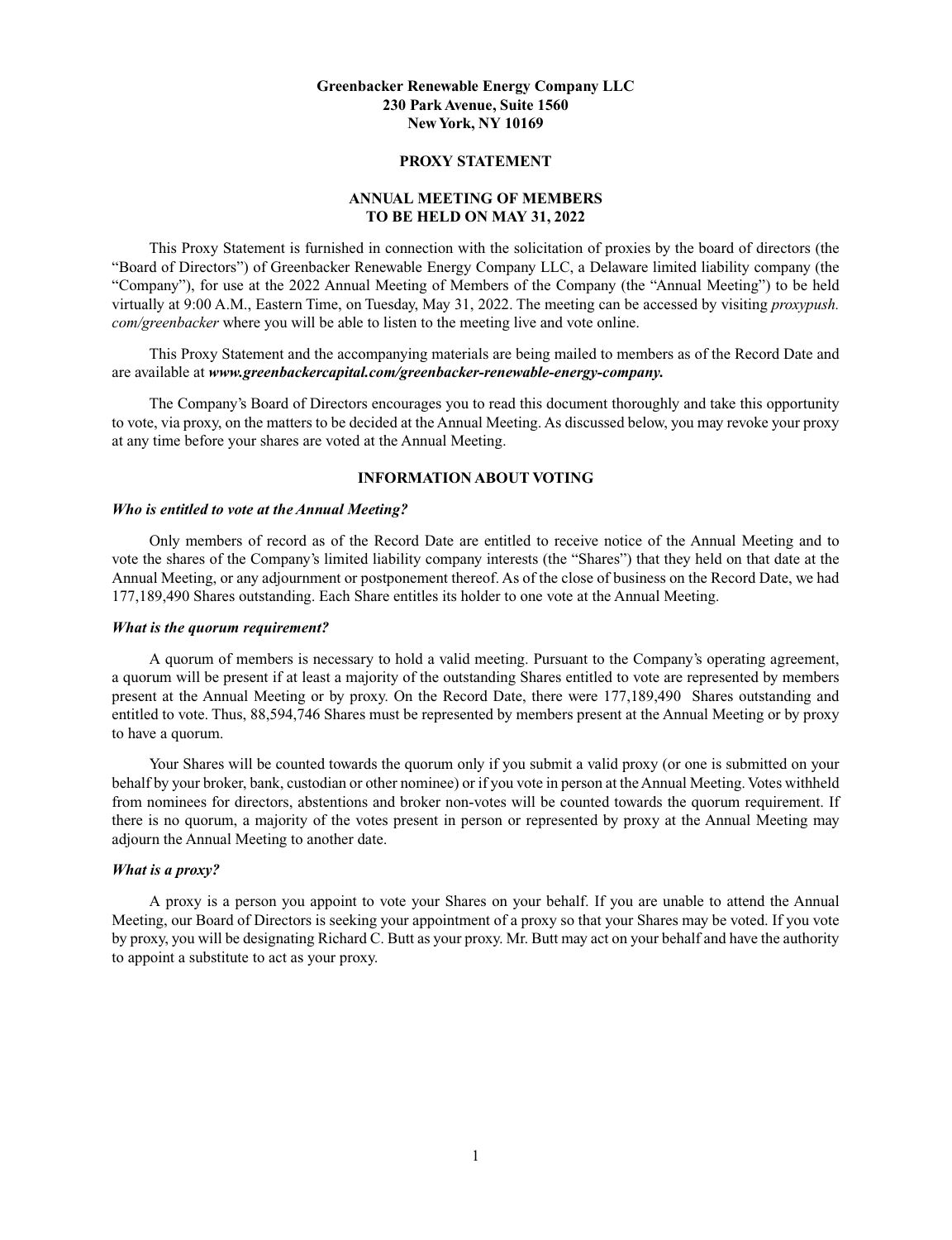**Greenbacker Renewable Energy Company LLC**
**230 Park Avenue, Suite 1560**
**New York, NY 10169**

**PROXY STATEMENT**

**ANNUAL MEETING OF MEMBERS**
**TO BE HELD ON MAY 31, 2022**

This Proxy Statement is furnished in connection with the solicitation of proxies by the board of directors (the "Board of Directors") of Greenbacker Renewable Energy Company LLC, a Delaware limited liability company (the "Company"), for use at the 2022 Annual Meeting of Members of the Company (the "Annual Meeting") to be held virtually at 9:00 A.M., Eastern Time, on Tuesday, May 31, 2022. The meeting can be accessed by visiting *proxypush.com/greenbacker* where you will be able to listen to the meeting live and vote online.

This Proxy Statement and the accompanying materials are being mailed to members as of the Record Date and are available at ***www.greenbackercapital.com/greenbacker-renewable-energy-company.***

The Company's Board of Directors encourages you to read this document thoroughly and take this opportunity to vote, via proxy, on the matters to be decided at the Annual Meeting. As discussed below, you may revoke your proxy at any time before your shares are voted at the Annual Meeting.

## INFORMATION ABOUT VOTING

### *Who is entitled to vote at the Annual Meeting?*

Only members of record as of the Record Date are entitled to receive notice of the Annual Meeting and to vote the shares of the Company's limited liability company interests (the "Shares") that they held on that date at the Annual Meeting, or any adjournment or postponement thereof. As of the close of business on the Record Date, we had 177,189,490 Shares outstanding. Each Share entitles its holder to one vote at the Annual Meeting.

### *What is the quorum requirement?*

A quorum of members is necessary to hold a valid meeting. Pursuant to the Company's operating agreement, a quorum will be present if at least a majority of the outstanding Shares entitled to vote are represented by members present at the Annual Meeting or by proxy. On the Record Date, there were 177,189,490 Shares outstanding and entitled to vote. Thus, 88,594,746 Shares must be represented by members present at the Annual Meeting or by proxy to have a quorum.

Your Shares will be counted towards the quorum only if you submit a valid proxy (or one is submitted on your behalf by your broker, bank, custodian or other nominee) or if you vote in person at the Annual Meeting. Votes withheld from nominees for directors, abstentions and broker non-votes will be counted towards the quorum requirement. If there is no quorum, a majority of the votes present in person or represented by proxy at the Annual Meeting may adjourn the Annual Meeting to another date.

### *What is a proxy?*

A proxy is a person you appoint to vote your Shares on your behalf. If you are unable to attend the Annual Meeting, our Board of Directors is seeking your appointment of a proxy so that your Shares may be voted. If you vote by proxy, you will be designating Richard C. Butt as your proxy. Mr. Butt may act on your behalf and have the authority to appoint a substitute to act as your proxy.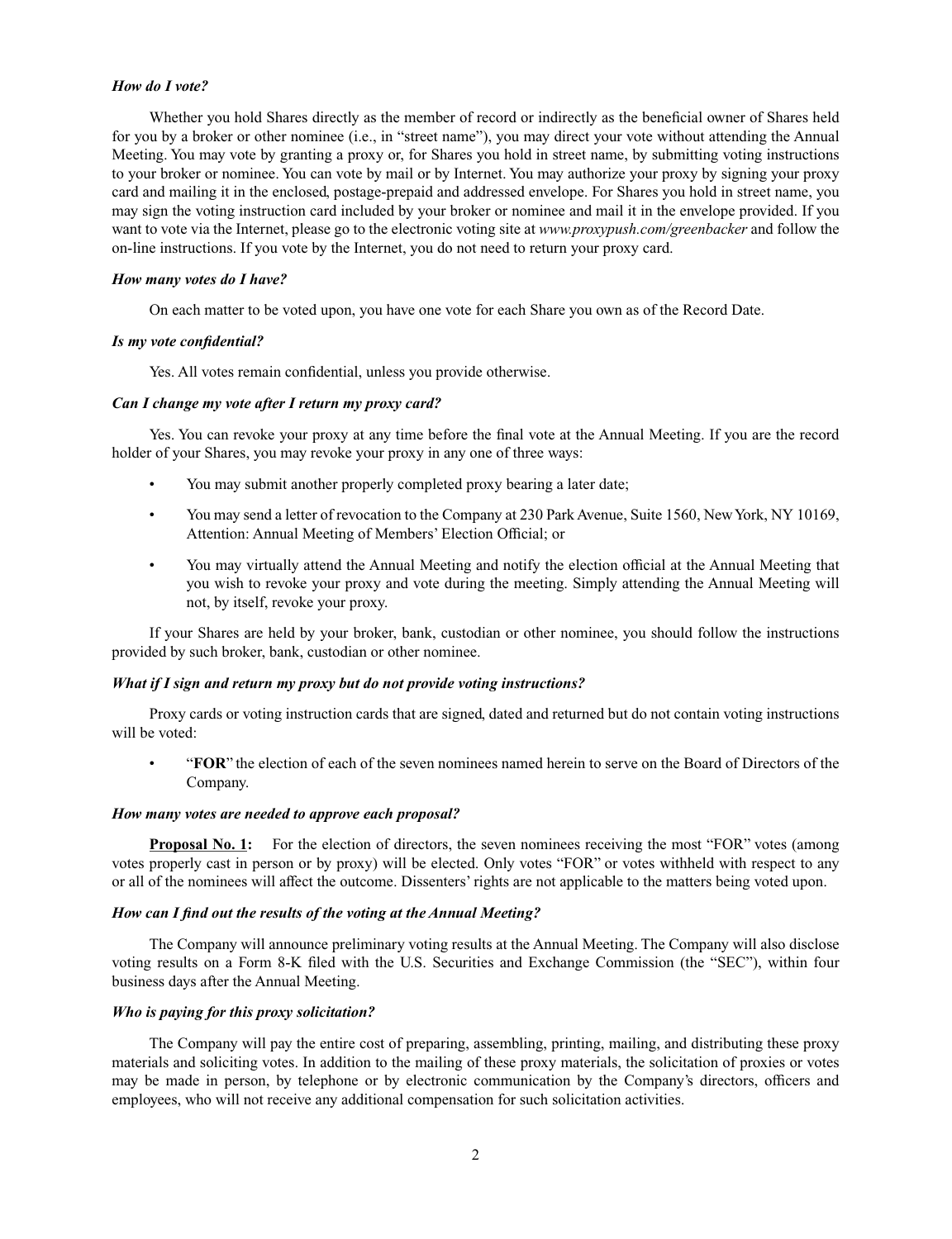***How do I vote?***

Whether you hold Shares directly as the member of record or indirectly as the beneficial owner of Shares held for you by a broker or other nominee (i.e., in "street name"), you may direct your vote without attending the Annual Meeting. You may vote by granting a proxy or, for Shares you hold in street name, by submitting voting instructions to your broker or nominee. You can vote by mail or by Internet. You may authorize your proxy by signing your proxy card and mailing it in the enclosed, postage-prepaid and addressed envelope. For Shares you hold in street name, you may sign the voting instruction card included by your broker or nominee and mail it in the envelope provided. If you want to vote via the Internet, please go to the electronic voting site at *www.proxypush.com/greenbacker* and follow the on-line instructions. If you vote by the Internet, you do not need to return your proxy card.

***How many votes do I have?***

On each matter to be voted upon, you have one vote for each Share you own as of the Record Date.

***Is my vote confidential?***

Yes. All votes remain confidential, unless you provide otherwise.

***Can I change my vote after I return my proxy card?***

Yes. You can revoke your proxy at any time before the final vote at the Annual Meeting. If you are the record holder of your Shares, you may revoke your proxy in any one of three ways:

- You may submit another properly completed proxy bearing a later date;
- You may send a letter of revocation to the Company at 230 Park Avenue, Suite 1560, New York, NY 10169, Attention: Annual Meeting of Members' Election Official; or
- You may virtually attend the Annual Meeting and notify the election official at the Annual Meeting that you wish to revoke your proxy and vote during the meeting. Simply attending the Annual Meeting will not, by itself, revoke your proxy.

If your Shares are held by your broker, bank, custodian or other nominee, you should follow the instructions provided by such broker, bank, custodian or other nominee.

***What if I sign and return my proxy but do not provide voting instructions?***

Proxy cards or voting instruction cards that are signed, dated and returned but do not contain voting instructions will be voted:

- "**FOR**" the election of each of the seven nominees named herein to serve on the Board of Directors of the Company.

***How many votes are needed to approve each proposal?***

**Proposal No. 1:** For the election of directors, the seven nominees receiving the most "FOR" votes (among votes properly cast in person or by proxy) will be elected. Only votes "FOR" or votes withheld with respect to any or all of the nominees will affect the outcome. Dissenters' rights are not applicable to the matters being voted upon.

***How can I find out the results of the voting at the Annual Meeting?***

The Company will announce preliminary voting results at the Annual Meeting. The Company will also disclose voting results on a Form 8-K filed with the U.S. Securities and Exchange Commission (the "SEC"), within four business days after the Annual Meeting.

***Who is paying for this proxy solicitation?***

The Company will pay the entire cost of preparing, assembling, printing, mailing, and distributing these proxy materials and soliciting votes. In addition to the mailing of these proxy materials, the solicitation of proxies or votes may be made in person, by telephone or by electronic communication by the Company's directors, officers and employees, who will not receive any additional compensation for such solicitation activities.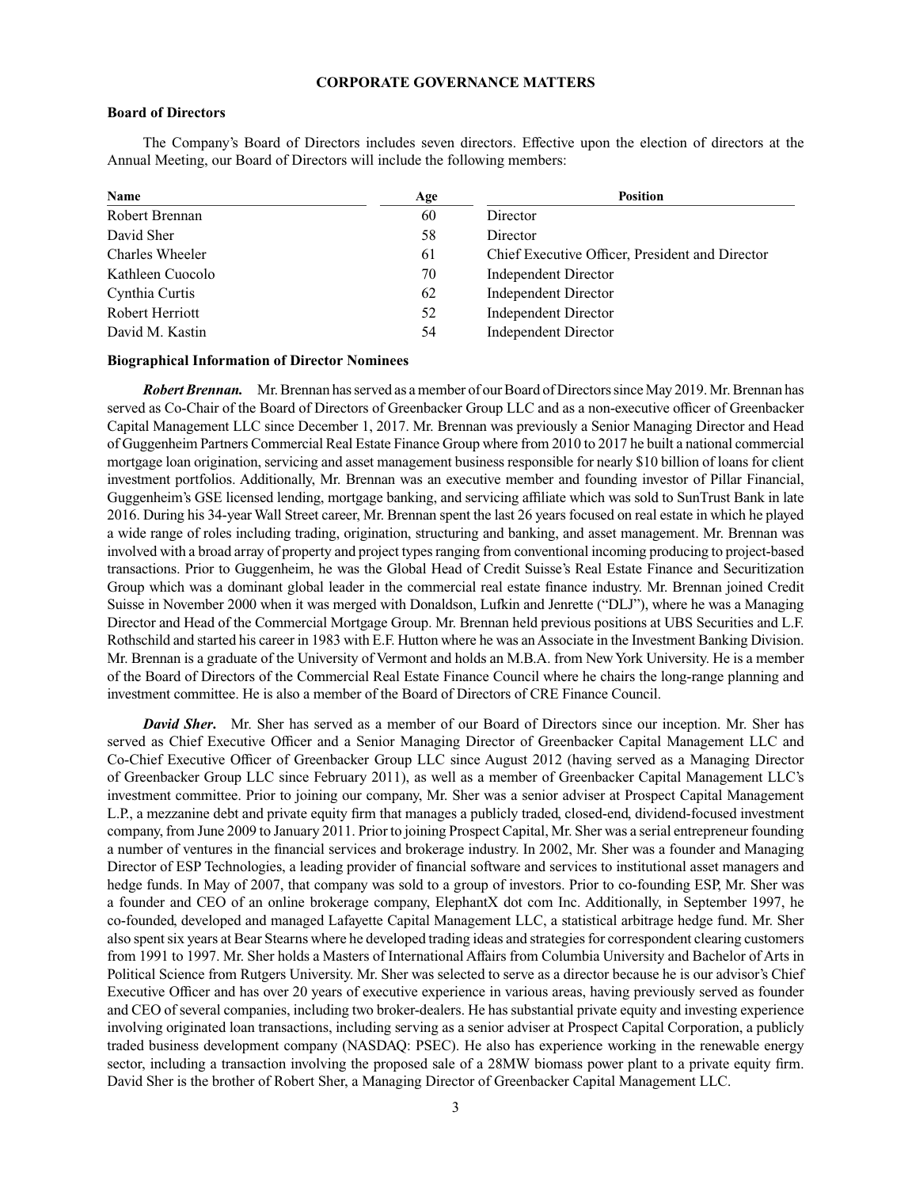# CORPORATE GOVERNANCE MATTERS

## Board of Directors

The Company's Board of Directors includes seven directors. Effective upon the election of directors at the Annual Meeting, our Board of Directors will include the following members:

| Name | Age | Position |
|---|---|---|
| Robert Brennan | 60 | Director |
| David Sher | 58 | Director |
| Charles Wheeler | 61 | Chief Executive Officer, President and Director |
| Kathleen Cuocolo | 70 | Independent Director |
| Cynthia Curtis | 62 | Independent Director |
| Robert Herriott | 52 | Independent Director |
| David M. Kastin | 54 | Independent Director |

## Biographical Information of Director Nominees

***Robert Brennan.*** Mr. Brennan has served as a member of our Board of Directors since May 2019. Mr. Brennan has served as Co-Chair of the Board of Directors of Greenbacker Group LLC and as a non-executive officer of Greenbacker Capital Management LLC since December 1, 2017. Mr. Brennan was previously a Senior Managing Director and Head of Guggenheim Partners Commercial Real Estate Finance Group where from 2010 to 2017 he built a national commercial mortgage loan origination, servicing and asset management business responsible for nearly $10 billion of loans for client investment portfolios. Additionally, Mr. Brennan was an executive member and founding investor of Pillar Financial, Guggenheim's GSE licensed lending, mortgage banking, and servicing affiliate which was sold to SunTrust Bank in late 2016. During his 34-year Wall Street career, Mr. Brennan spent the last 26 years focused on real estate in which he played a wide range of roles including trading, origination, structuring and banking, and asset management. Mr. Brennan was involved with a broad array of property and project types ranging from conventional incoming producing to project-based transactions. Prior to Guggenheim, he was the Global Head of Credit Suisse's Real Estate Finance and Securitization Group which was a dominant global leader in the commercial real estate finance industry. Mr. Brennan joined Credit Suisse in November 2000 when it was merged with Donaldson, Lufkin and Jenrette ("DLJ"), where he was a Managing Director and Head of the Commercial Mortgage Group. Mr. Brennan held previous positions at UBS Securities and L.F. Rothschild and started his career in 1983 with E.F. Hutton where he was an Associate in the Investment Banking Division. Mr. Brennan is a graduate of the University of Vermont and holds an M.B.A. from New York University. He is a member of the Board of Directors of the Commercial Real Estate Finance Council where he chairs the long-range planning and investment committee. He is also a member of the Board of Directors of CRE Finance Council.

***David Sher.*** Mr. Sher has served as a member of our Board of Directors since our inception. Mr. Sher has served as Chief Executive Officer and a Senior Managing Director of Greenbacker Capital Management LLC and Co-Chief Executive Officer of Greenbacker Group LLC since August 2012 (having served as a Managing Director of Greenbacker Group LLC since February 2011), as well as a member of Greenbacker Capital Management LLC's investment committee. Prior to joining our company, Mr. Sher was a senior adviser at Prospect Capital Management L.P., a mezzanine debt and private equity firm that manages a publicly traded, closed-end, dividend-focused investment company, from June 2009 to January 2011. Prior to joining Prospect Capital, Mr. Sher was a serial entrepreneur founding a number of ventures in the financial services and brokerage industry. In 2002, Mr. Sher was a founder and Managing Director of ESP Technologies, a leading provider of financial software and services to institutional asset managers and hedge funds. In May of 2007, that company was sold to a group of investors. Prior to co-founding ESP, Mr. Sher was a founder and CEO of an online brokerage company, ElephantX dot com Inc. Additionally, in September 1997, he co-founded, developed and managed Lafayette Capital Management LLC, a statistical arbitrage hedge fund. Mr. Sher also spent six years at Bear Stearns where he developed trading ideas and strategies for correspondent clearing customers from 1991 to 1997. Mr. Sher holds a Masters of International Affairs from Columbia University and Bachelor of Arts in Political Science from Rutgers University. Mr. Sher was selected to serve as a director because he is our advisor's Chief Executive Officer and has over 20 years of executive experience in various areas, having previously served as founder and CEO of several companies, including two broker-dealers. He has substantial private equity and investing experience involving originated loan transactions, including serving as a senior adviser at Prospect Capital Corporation, a publicly traded business development company (NASDAQ: PSEC). He also has experience working in the renewable energy sector, including a transaction involving the proposed sale of a 28MW biomass power plant to a private equity firm. David Sher is the brother of Robert Sher, a Managing Director of Greenbacker Capital Management LLC.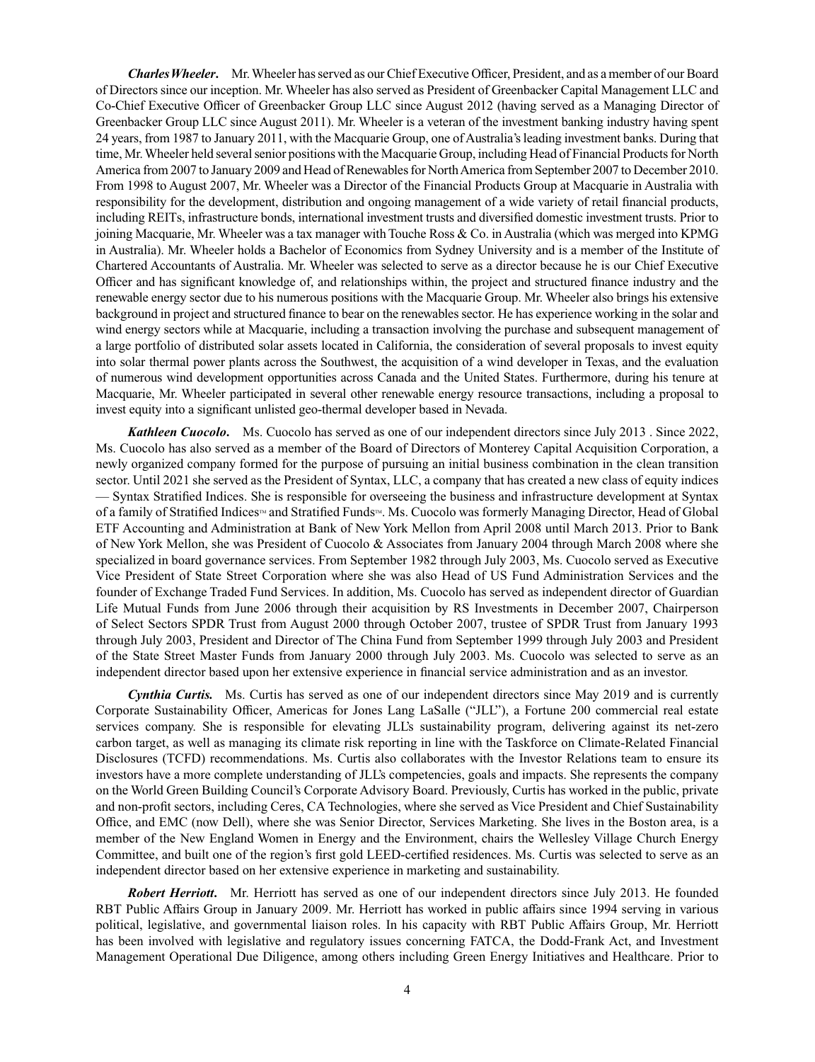***Charles Wheeler.*** Mr. Wheeler has served as our Chief Executive Officer, President, and as a member of our Board of Directors since our inception. Mr. Wheeler has also served as President of Greenbacker Capital Management LLC and Co-Chief Executive Officer of Greenbacker Group LLC since August 2012 (having served as a Managing Director of Greenbacker Group LLC since August 2011). Mr. Wheeler is a veteran of the investment banking industry having spent 24 years, from 1987 to January 2011, with the Macquarie Group, one of Australia's leading investment banks. During that time, Mr. Wheeler held several senior positions with the Macquarie Group, including Head of Financial Products for North America from 2007 to January 2009 and Head of Renewables for North America from September 2007 to December 2010. From 1998 to August 2007, Mr. Wheeler was a Director of the Financial Products Group at Macquarie in Australia with responsibility for the development, distribution and ongoing management of a wide variety of retail financial products, including REITs, infrastructure bonds, international investment trusts and diversified domestic investment trusts. Prior to joining Macquarie, Mr. Wheeler was a tax manager with Touche Ross & Co. in Australia (which was merged into KPMG in Australia). Mr. Wheeler holds a Bachelor of Economics from Sydney University and is a member of the Institute of Chartered Accountants of Australia. Mr. Wheeler was selected to serve as a director because he is our Chief Executive Officer and has significant knowledge of, and relationships within, the project and structured finance industry and the renewable energy sector due to his numerous positions with the Macquarie Group. Mr. Wheeler also brings his extensive background in project and structured finance to bear on the renewables sector. He has experience working in the solar and wind energy sectors while at Macquarie, including a transaction involving the purchase and subsequent management of a large portfolio of distributed solar assets located in California, the consideration of several proposals to invest equity into solar thermal power plants across the Southwest, the acquisition of a wind developer in Texas, and the evaluation of numerous wind development opportunities across Canada and the United States. Furthermore, during his tenure at Macquarie, Mr. Wheeler participated in several other renewable energy resource transactions, including a proposal to invest equity into a significant unlisted geo-thermal developer based in Nevada.

***Kathleen Cuocolo.*** Ms. Cuocolo has served as one of our independent directors since July 2013 . Since 2022, Ms. Cuocolo has also served as a member of the Board of Directors of Monterey Capital Acquisition Corporation, a newly organized company formed for the purpose of pursuing an initial business combination in the clean transition sector. Until 2021 she served as the President of Syntax, LLC, a company that has created a new class of equity indices — Syntax Stratified Indices. She is responsible for overseeing the business and infrastructure development at Syntax of a family of Stratified Indices™ and Stratified Funds™. Ms. Cuocolo was formerly Managing Director, Head of Global ETF Accounting and Administration at Bank of New York Mellon from April 2008 until March 2013. Prior to Bank of New York Mellon, she was President of Cuocolo & Associates from January 2004 through March 2008 where she specialized in board governance services. From September 1982 through July 2003, Ms. Cuocolo served as Executive Vice President of State Street Corporation where she was also Head of US Fund Administration Services and the founder of Exchange Traded Fund Services. In addition, Ms. Cuocolo has served as independent director of Guardian Life Mutual Funds from June 2006 through their acquisition by RS Investments in December 2007, Chairperson of Select Sectors SPDR Trust from August 2000 through October 2007, trustee of SPDR Trust from January 1993 through July 2003, President and Director of The China Fund from September 1999 through July 2003 and President of the State Street Master Funds from January 2000 through July 2003. Ms. Cuocolo was selected to serve as an independent director based upon her extensive experience in financial service administration and as an investor.

***Cynthia Curtis.*** Ms. Curtis has served as one of our independent directors since May 2019 and is currently Corporate Sustainability Officer, Americas for Jones Lang LaSalle ("JLL"), a Fortune 200 commercial real estate services company. She is responsible for elevating JLL's sustainability program, delivering against its net-zero carbon target, as well as managing its climate risk reporting in line with the Taskforce on Climate-Related Financial Disclosures (TCFD) recommendations. Ms. Curtis also collaborates with the Investor Relations team to ensure its investors have a more complete understanding of JLL's competencies, goals and impacts. She represents the company on the World Green Building Council's Corporate Advisory Board. Previously, Curtis has worked in the public, private and non-profit sectors, including Ceres, CA Technologies, where she served as Vice President and Chief Sustainability Office, and EMC (now Dell), where she was Senior Director, Services Marketing. She lives in the Boston area, is a member of the New England Women in Energy and the Environment, chairs the Wellesley Village Church Energy Committee, and built one of the region's first gold LEED-certified residences. Ms. Curtis was selected to serve as an independent director based on her extensive experience in marketing and sustainability.

***Robert Herriott.*** Mr. Herriott has served as one of our independent directors since July 2013. He founded RBT Public Affairs Group in January 2009. Mr. Herriott has worked in public affairs since 1994 serving in various political, legislative, and governmental liaison roles. In his capacity with RBT Public Affairs Group, Mr. Herriott has been involved with legislative and regulatory issues concerning FATCA, the Dodd-Frank Act, and Investment Management Operational Due Diligence, among others including Green Energy Initiatives and Healthcare. Prior to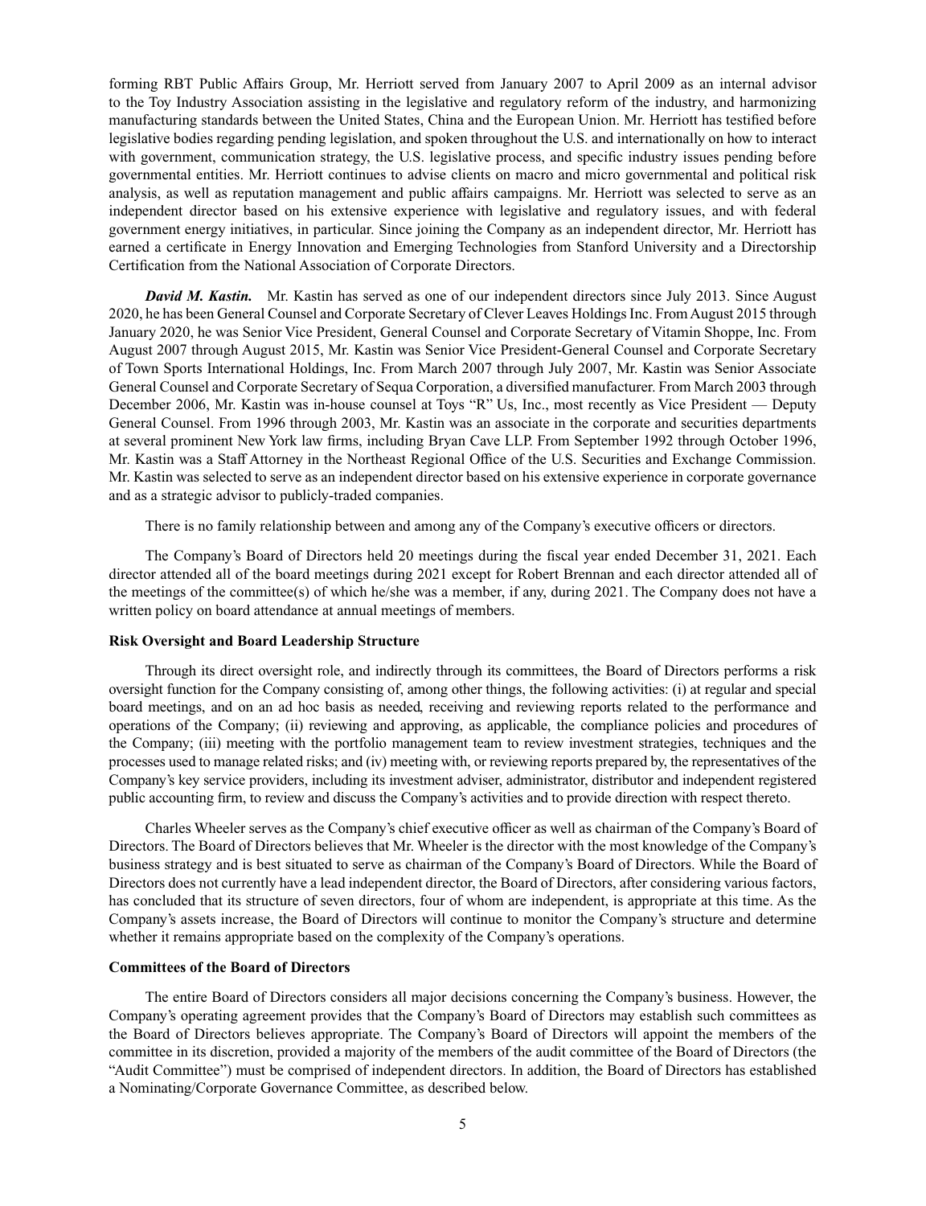forming RBT Public Affairs Group, Mr. Herriott served from January 2007 to April 2009 as an internal advisor to the Toy Industry Association assisting in the legislative and regulatory reform of the industry, and harmonizing manufacturing standards between the United States, China and the European Union. Mr. Herriott has testified before legislative bodies regarding pending legislation, and spoken throughout the U.S. and internationally on how to interact with government, communication strategy, the U.S. legislative process, and specific industry issues pending before governmental entities. Mr. Herriott continues to advise clients on macro and micro governmental and political risk analysis, as well as reputation management and public affairs campaigns. Mr. Herriott was selected to serve as an independent director based on his extensive experience with legislative and regulatory issues, and with federal government energy initiatives, in particular. Since joining the Company as an independent director, Mr. Herriott has earned a certificate in Energy Innovation and Emerging Technologies from Stanford University and a Directorship Certification from the National Association of Corporate Directors.

***David M. Kastin.*** Mr. Kastin has served as one of our independent directors since July 2013. Since August 2020, he has been General Counsel and Corporate Secretary of Clever Leaves Holdings Inc. From August 2015 through January 2020, he was Senior Vice President, General Counsel and Corporate Secretary of Vitamin Shoppe, Inc. From August 2007 through August 2015, Mr. Kastin was Senior Vice President-General Counsel and Corporate Secretary of Town Sports International Holdings, Inc. From March 2007 through July 2007, Mr. Kastin was Senior Associate General Counsel and Corporate Secretary of Sequa Corporation, a diversified manufacturer. From March 2003 through December 2006, Mr. Kastin was in-house counsel at Toys "R" Us, Inc., most recently as Vice President — Deputy General Counsel. From 1996 through 2003, Mr. Kastin was an associate in the corporate and securities departments at several prominent New York law firms, including Bryan Cave LLP. From September 1992 through October 1996, Mr. Kastin was a Staff Attorney in the Northeast Regional Office of the U.S. Securities and Exchange Commission. Mr. Kastin was selected to serve as an independent director based on his extensive experience in corporate governance and as a strategic advisor to publicly-traded companies.

There is no family relationship between and among any of the Company's executive officers or directors.

The Company's Board of Directors held 20 meetings during the fiscal year ended December 31, 2021. Each director attended all of the board meetings during 2021 except for Robert Brennan and each director attended all of the meetings of the committee(s) of which he/she was a member, if any, during 2021. The Company does not have a written policy on board attendance at annual meetings of members.

**Risk Oversight and Board Leadership Structure**

Through its direct oversight role, and indirectly through its committees, the Board of Directors performs a risk oversight function for the Company consisting of, among other things, the following activities: (i) at regular and special board meetings, and on an ad hoc basis as needed, receiving and reviewing reports related to the performance and operations of the Company; (ii) reviewing and approving, as applicable, the compliance policies and procedures of the Company; (iii) meeting with the portfolio management team to review investment strategies, techniques and the processes used to manage related risks; and (iv) meeting with, or reviewing reports prepared by, the representatives of the Company's key service providers, including its investment adviser, administrator, distributor and independent registered public accounting firm, to review and discuss the Company's activities and to provide direction with respect thereto.

Charles Wheeler serves as the Company's chief executive officer as well as chairman of the Company's Board of Directors. The Board of Directors believes that Mr. Wheeler is the director with the most knowledge of the Company's business strategy and is best situated to serve as chairman of the Company's Board of Directors. While the Board of Directors does not currently have a lead independent director, the Board of Directors, after considering various factors, has concluded that its structure of seven directors, four of whom are independent, is appropriate at this time. As the Company's assets increase, the Board of Directors will continue to monitor the Company's structure and determine whether it remains appropriate based on the complexity of the Company's operations.

**Committees of the Board of Directors**

The entire Board of Directors considers all major decisions concerning the Company's business. However, the Company's operating agreement provides that the Company's Board of Directors may establish such committees as the Board of Directors believes appropriate. The Company's Board of Directors will appoint the members of the committee in its discretion, provided a majority of the members of the audit committee of the Board of Directors (the "Audit Committee") must be comprised of independent directors. In addition, the Board of Directors has established a Nominating/Corporate Governance Committee, as described below.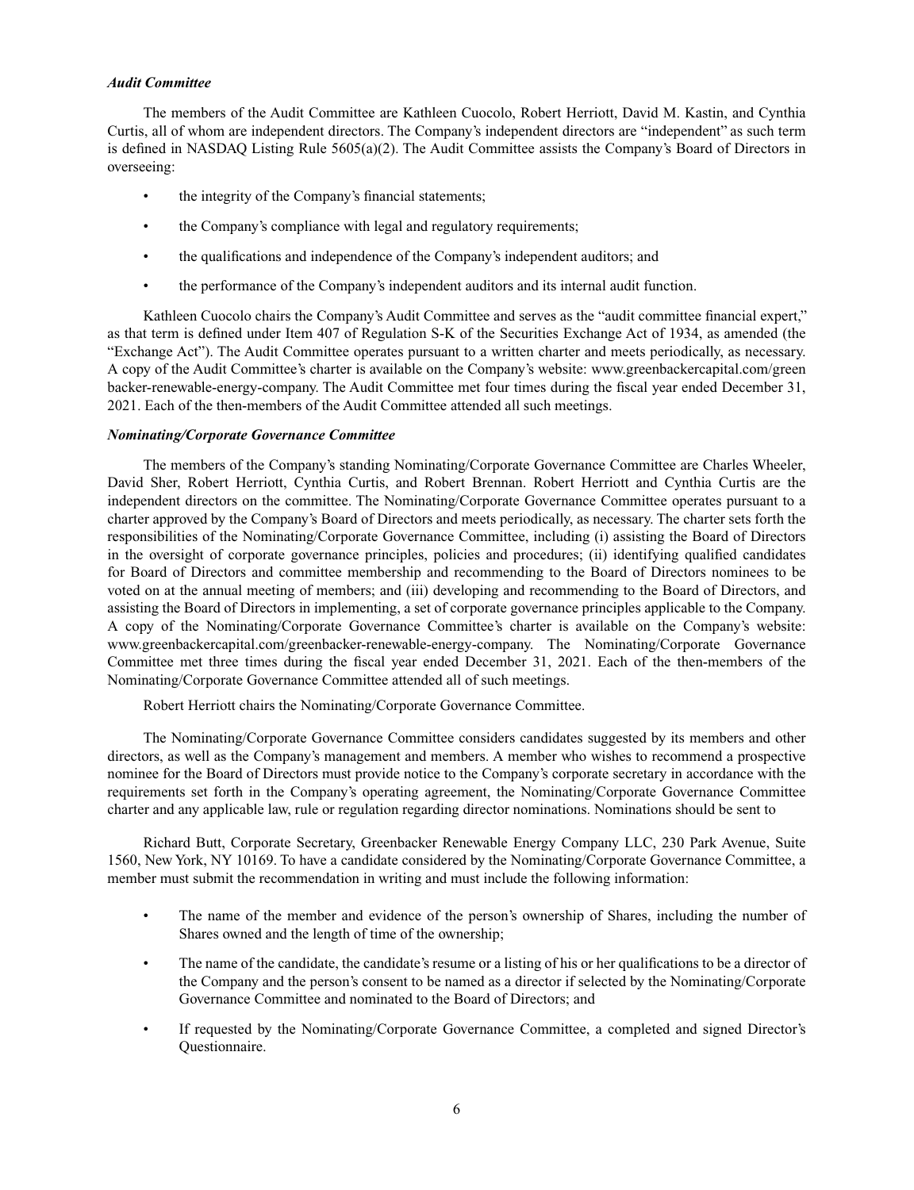*Audit Committee*

The members of the Audit Committee are Kathleen Cuocolo, Robert Herriott, David M. Kastin, and Cynthia Curtis, all of whom are independent directors. The Company's independent directors are "independent" as such term is defined in NASDAQ Listing Rule 5605(a)(2). The Audit Committee assists the Company's Board of Directors in overseeing:

- the integrity of the Company's financial statements;
- the Company's compliance with legal and regulatory requirements;
- the qualifications and independence of the Company's independent auditors; and
- the performance of the Company's independent auditors and its internal audit function.

Kathleen Cuocolo chairs the Company's Audit Committee and serves as the "audit committee financial expert," as that term is defined under Item 407 of Regulation S-K of the Securities Exchange Act of 1934, as amended (the "Exchange Act"). The Audit Committee operates pursuant to a written charter and meets periodically, as necessary. A copy of the Audit Committee's charter is available on the Company's website: www.greenbackercapital.com/greenbacker-renewable-energy-company. The Audit Committee met four times during the fiscal year ended December 31, 2021. Each of the then-members of the Audit Committee attended all such meetings.

*Nominating/Corporate Governance Committee*

The members of the Company's standing Nominating/Corporate Governance Committee are Charles Wheeler, David Sher, Robert Herriott, Cynthia Curtis, and Robert Brennan. Robert Herriott and Cynthia Curtis are the independent directors on the committee. The Nominating/Corporate Governance Committee operates pursuant to a charter approved by the Company's Board of Directors and meets periodically, as necessary. The charter sets forth the responsibilities of the Nominating/Corporate Governance Committee, including (i) assisting the Board of Directors in the oversight of corporate governance principles, policies and procedures; (ii) identifying qualified candidates for Board of Directors and committee membership and recommending to the Board of Directors nominees to be voted on at the annual meeting of members; and (iii) developing and recommending to the Board of Directors, and assisting the Board of Directors in implementing, a set of corporate governance principles applicable to the Company. A copy of the Nominating/Corporate Governance Committee's charter is available on the Company's website: www.greenbackercapital.com/greenbacker-renewable-energy-company. The Nominating/Corporate Governance Committee met three times during the fiscal year ended December 31, 2021. Each of the then-members of the Nominating/Corporate Governance Committee attended all of such meetings.

Robert Herriott chairs the Nominating/Corporate Governance Committee.

The Nominating/Corporate Governance Committee considers candidates suggested by its members and other directors, as well as the Company's management and members. A member who wishes to recommend a prospective nominee for the Board of Directors must provide notice to the Company's corporate secretary in accordance with the requirements set forth in the Company's operating agreement, the Nominating/Corporate Governance Committee charter and any applicable law, rule or regulation regarding director nominations. Nominations should be sent to

Richard Butt, Corporate Secretary, Greenbacker Renewable Energy Company LLC, 230 Park Avenue, Suite 1560, New York, NY 10169. To have a candidate considered by the Nominating/Corporate Governance Committee, a member must submit the recommendation in writing and must include the following information:

- The name of the member and evidence of the person's ownership of Shares, including the number of Shares owned and the length of time of the ownership;
- The name of the candidate, the candidate's resume or a listing of his or her qualifications to be a director of the Company and the person's consent to be named as a director if selected by the Nominating/Corporate Governance Committee and nominated to the Board of Directors; and
- If requested by the Nominating/Corporate Governance Committee, a completed and signed Director's Questionnaire.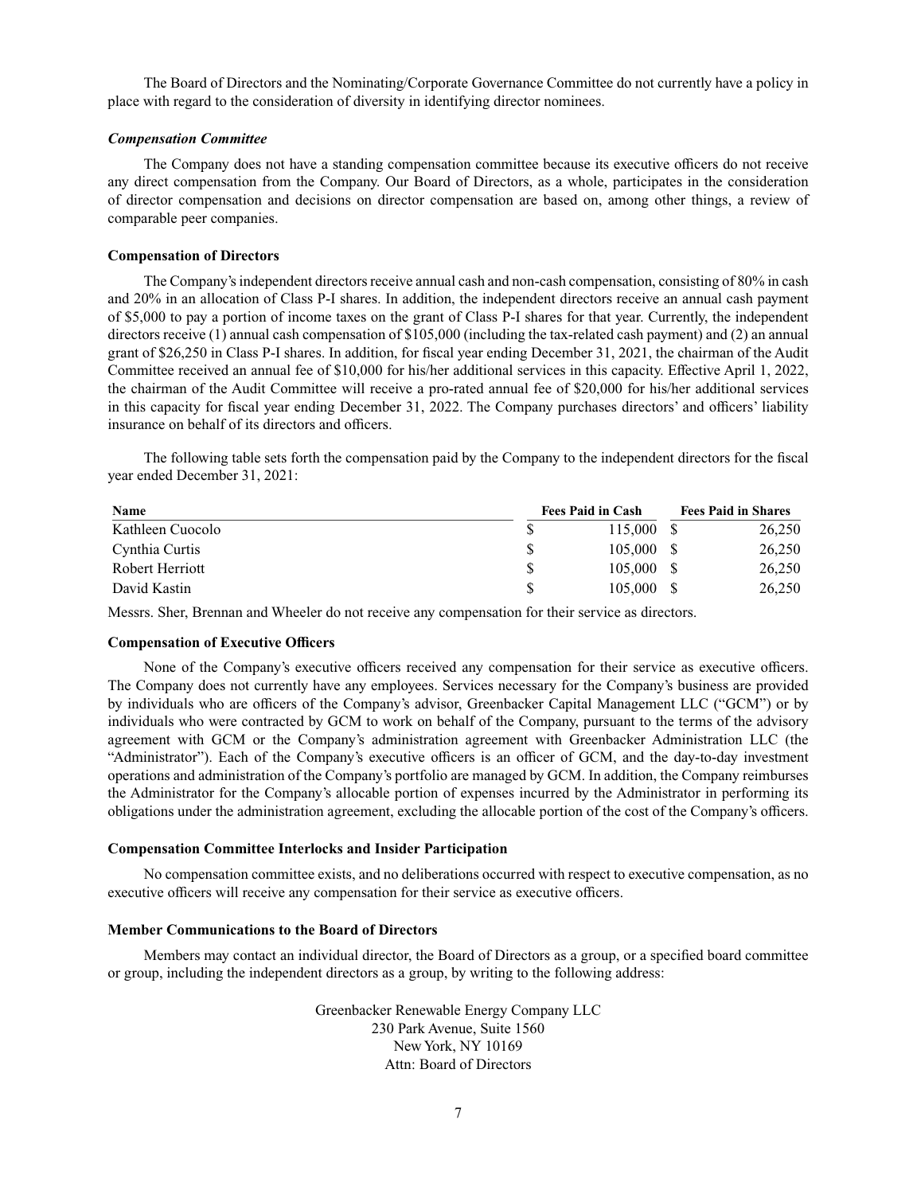The Board of Directors and the Nominating/Corporate Governance Committee do not currently have a policy in place with regard to the consideration of diversity in identifying director nominees.

***Compensation Committee***

The Company does not have a standing compensation committee because its executive officers do not receive any direct compensation from the Company. Our Board of Directors, as a whole, participates in the consideration of director compensation and decisions on director compensation are based on, among other things, a review of comparable peer companies.

**Compensation of Directors**

The Company's independent directors receive annual cash and non-cash compensation, consisting of 80% in cash and 20% in an allocation of Class P-I shares. In addition, the independent directors receive an annual cash payment of $5,000 to pay a portion of income taxes on the grant of Class P-I shares for that year. Currently, the independent directors receive (1) annual cash compensation of $105,000 (including the tax-related cash payment) and (2) an annual grant of $26,250 in Class P-I shares. In addition, for fiscal year ending December 31, 2021, the chairman of the Audit Committee received an annual fee of $10,000 for his/her additional services in this capacity. Effective April 1, 2022, the chairman of the Audit Committee will receive a pro-rated annual fee of $20,000 for his/her additional services in this capacity for fiscal year ending December 31, 2022. The Company purchases directors' and officers' liability insurance on behalf of its directors and officers.

The following table sets forth the compensation paid by the Company to the independent directors for the fiscal year ended December 31, 2021:

| Name | Fees Paid in Cash | Fees Paid in Shares |
|---|---|---|
| Kathleen Cuocolo | $ 115,000 | $ 26,250 |
| Cynthia Curtis | $ 105,000 | $ 26,250 |
| Robert Herriott | $ 105,000 | $ 26,250 |
| David Kastin | $ 105,000 | $ 26,250 |

Messrs. Sher, Brennan and Wheeler do not receive any compensation for their service as directors.

**Compensation of Executive Officers**

None of the Company's executive officers received any compensation for their service as executive officers. The Company does not currently have any employees. Services necessary for the Company's business are provided by individuals who are officers of the Company's advisor, Greenbacker Capital Management LLC ("GCM") or by individuals who were contracted by GCM to work on behalf of the Company, pursuant to the terms of the advisory agreement with GCM or the Company's administration agreement with Greenbacker Administration LLC (the "Administrator"). Each of the Company's executive officers is an officer of GCM, and the day-to-day investment operations and administration of the Company's portfolio are managed by GCM. In addition, the Company reimburses the Administrator for the Company's allocable portion of expenses incurred by the Administrator in performing its obligations under the administration agreement, excluding the allocable portion of the cost of the Company's officers.

**Compensation Committee Interlocks and Insider Participation**

No compensation committee exists, and no deliberations occurred with respect to executive compensation, as no executive officers will receive any compensation for their service as executive officers.

**Member Communications to the Board of Directors**

Members may contact an individual director, the Board of Directors as a group, or a specified board committee or group, including the independent directors as a group, by writing to the following address:

Greenbacker Renewable Energy Company LLC
230 Park Avenue, Suite 1560
New York, NY 10169
Attn: Board of Directors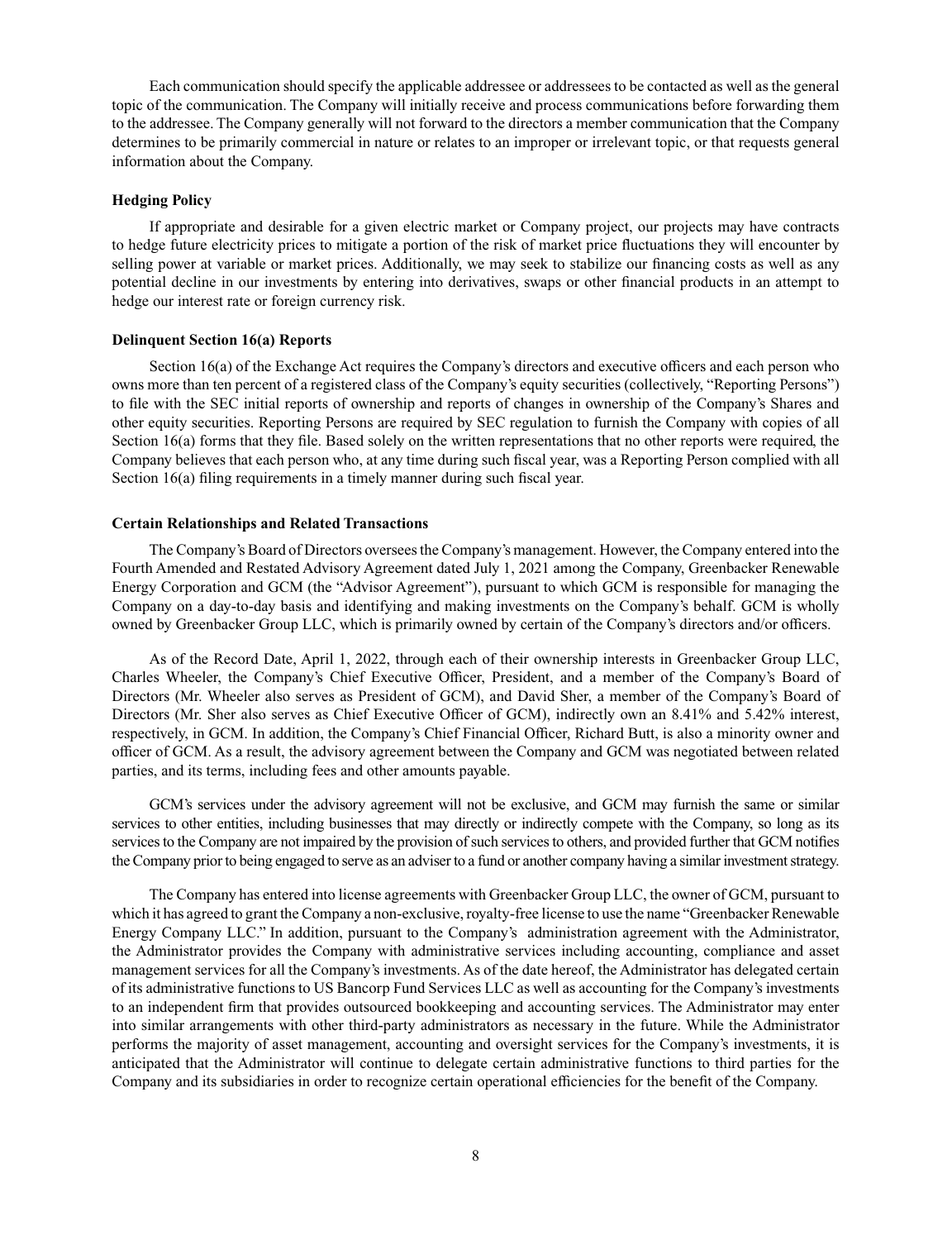Each communication should specify the applicable addressee or addressees to be contacted as well as the general topic of the communication. The Company will initially receive and process communications before forwarding them to the addressee. The Company generally will not forward to the directors a member communication that the Company determines to be primarily commercial in nature or relates to an improper or irrelevant topic, or that requests general information about the Company.

**Hedging Policy**

If appropriate and desirable for a given electric market or Company project, our projects may have contracts to hedge future electricity prices to mitigate a portion of the risk of market price fluctuations they will encounter by selling power at variable or market prices. Additionally, we may seek to stabilize our financing costs as well as any potential decline in our investments by entering into derivatives, swaps or other financial products in an attempt to hedge our interest rate or foreign currency risk.

**Delinquent Section 16(a) Reports**

Section 16(a) of the Exchange Act requires the Company's directors and executive officers and each person who owns more than ten percent of a registered class of the Company's equity securities (collectively, "Reporting Persons") to file with the SEC initial reports of ownership and reports of changes in ownership of the Company's Shares and other equity securities. Reporting Persons are required by SEC regulation to furnish the Company with copies of all Section 16(a) forms that they file. Based solely on the written representations that no other reports were required, the Company believes that each person who, at any time during such fiscal year, was a Reporting Person complied with all Section 16(a) filing requirements in a timely manner during such fiscal year.

**Certain Relationships and Related Transactions**

The Company's Board of Directors oversees the Company's management. However, the Company entered into the Fourth Amended and Restated Advisory Agreement dated July 1, 2021 among the Company, Greenbacker Renewable Energy Corporation and GCM (the "Advisor Agreement"), pursuant to which GCM is responsible for managing the Company on a day-to-day basis and identifying and making investments on the Company's behalf. GCM is wholly owned by Greenbacker Group LLC, which is primarily owned by certain of the Company's directors and/or officers.

As of the Record Date, April 1, 2022, through each of their ownership interests in Greenbacker Group LLC, Charles Wheeler, the Company's Chief Executive Officer, President, and a member of the Company's Board of Directors (Mr. Wheeler also serves as President of GCM), and David Sher, a member of the Company's Board of Directors (Mr. Sher also serves as Chief Executive Officer of GCM), indirectly own an 8.41% and 5.42% interest, respectively, in GCM. In addition, the Company's Chief Financial Officer, Richard Butt, is also a minority owner and officer of GCM. As a result, the advisory agreement between the Company and GCM was negotiated between related parties, and its terms, including fees and other amounts payable.

GCM's services under the advisory agreement will not be exclusive, and GCM may furnish the same or similar services to other entities, including businesses that may directly or indirectly compete with the Company, so long as its services to the Company are not impaired by the provision of such services to others, and provided further that GCM notifies the Company prior to being engaged to serve as an adviser to a fund or another company having a similar investment strategy.

The Company has entered into license agreements with Greenbacker Group LLC, the owner of GCM, pursuant to which it has agreed to grant the Company a non-exclusive, royalty-free license to use the name "Greenbacker Renewable Energy Company LLC." In addition, pursuant to the Company's administration agreement with the Administrator, the Administrator provides the Company with administrative services including accounting, compliance and asset management services for all the Company's investments. As of the date hereof, the Administrator has delegated certain of its administrative functions to US Bancorp Fund Services LLC as well as accounting for the Company's investments to an independent firm that provides outsourced bookkeeping and accounting services. The Administrator may enter into similar arrangements with other third-party administrators as necessary in the future. While the Administrator performs the majority of asset management, accounting and oversight services for the Company's investments, it is anticipated that the Administrator will continue to delegate certain administrative functions to third parties for the Company and its subsidiaries in order to recognize certain operational efficiencies for the benefit of the Company.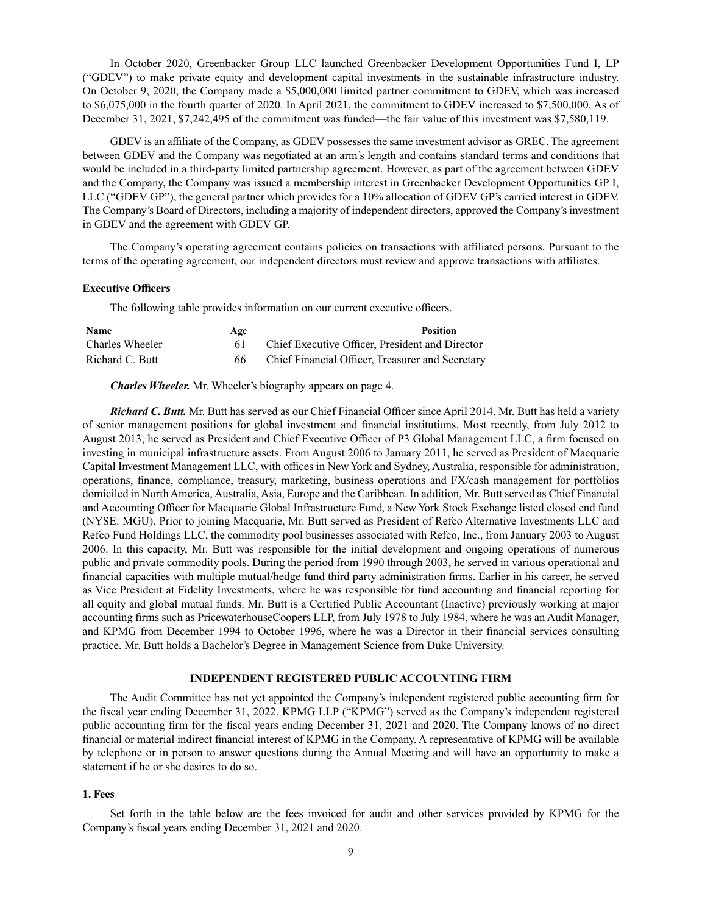In October 2020, Greenbacker Group LLC launched Greenbacker Development Opportunities Fund I, LP ("GDEV") to make private equity and development capital investments in the sustainable infrastructure industry. On October 9, 2020, the Company made a $5,000,000 limited partner commitment to GDEV, which was increased to $6,075,000 in the fourth quarter of 2020. In April 2021, the commitment to GDEV increased to $7,500,000. As of December 31, 2021, $7,242,495 of the commitment was funded—the fair value of this investment was $7,580,119.

GDEV is an affiliate of the Company, as GDEV possesses the same investment advisor as GREC. The agreement between GDEV and the Company was negotiated at an arm's length and contains standard terms and conditions that would be included in a third-party limited partnership agreement. However, as part of the agreement between GDEV and the Company, the Company was issued a membership interest in Greenbacker Development Opportunities GP I, LLC ("GDEV GP"), the general partner which provides for a 10% allocation of GDEV GP's carried interest in GDEV. The Company's Board of Directors, including a majority of independent directors, approved the Company's investment in GDEV and the agreement with GDEV GP.

The Company's operating agreement contains policies on transactions with affiliated persons. Pursuant to the terms of the operating agreement, our independent directors must review and approve transactions with affiliates.

### Executive Officers

The following table provides information on our current executive officers.

| Name | Age | Position |
|---|---|---|
| Charles Wheeler | 61 | Chief Executive Officer, President and Director |
| Richard C. Butt | 66 | Chief Financial Officer, Treasurer and Secretary |

***Charles Wheeler.*** Mr. Wheeler's biography appears on page 4.

***Richard C. Butt.*** Mr. Butt has served as our Chief Financial Officer since April 2014. Mr. Butt has held a variety of senior management positions for global investment and financial institutions. Most recently, from July 2012 to August 2013, he served as President and Chief Executive Officer of P3 Global Management LLC, a firm focused on investing in municipal infrastructure assets. From August 2006 to January 2011, he served as President of Macquarie Capital Investment Management LLC, with offices in New York and Sydney, Australia, responsible for administration, operations, finance, compliance, treasury, marketing, business operations and FX/cash management for portfolios domiciled in North America, Australia, Asia, Europe and the Caribbean. In addition, Mr. Butt served as Chief Financial and Accounting Officer for Macquarie Global Infrastructure Fund, a New York Stock Exchange listed closed end fund (NYSE: MGU). Prior to joining Macquarie, Mr. Butt served as President of Refco Alternative Investments LLC and Refco Fund Holdings LLC, the commodity pool businesses associated with Refco, Inc., from January 2003 to August 2006. In this capacity, Mr. Butt was responsible for the initial development and ongoing operations of numerous public and private commodity pools. During the period from 1990 through 2003, he served in various operational and financial capacities with multiple mutual/hedge fund third party administration firms. Earlier in his career, he served as Vice President at Fidelity Investments, where he was responsible for fund accounting and financial reporting for all equity and global mutual funds. Mr. Butt is a Certified Public Accountant (Inactive) previously working at major accounting firms such as PricewaterhouseCoopers LLP, from July 1978 to July 1984, where he was an Audit Manager, and KPMG from December 1994 to October 1996, where he was a Director in their financial services consulting practice. Mr. Butt holds a Bachelor's Degree in Management Science from Duke University.

## INDEPENDENT REGISTERED PUBLIC ACCOUNTING FIRM

The Audit Committee has not yet appointed the Company's independent registered public accounting firm for the fiscal year ending December 31, 2022. KPMG LLP ("KPMG") served as the Company's independent registered public accounting firm for the fiscal years ending December 31, 2021 and 2020. The Company knows of no direct financial or material indirect financial interest of KPMG in the Company. A representative of KPMG will be available by telephone or in person to answer questions during the Annual Meeting and will have an opportunity to make a statement if he or she desires to do so.

### 1. Fees

Set forth in the table below are the fees invoiced for audit and other services provided by KPMG for the Company's fiscal years ending December 31, 2021 and 2020.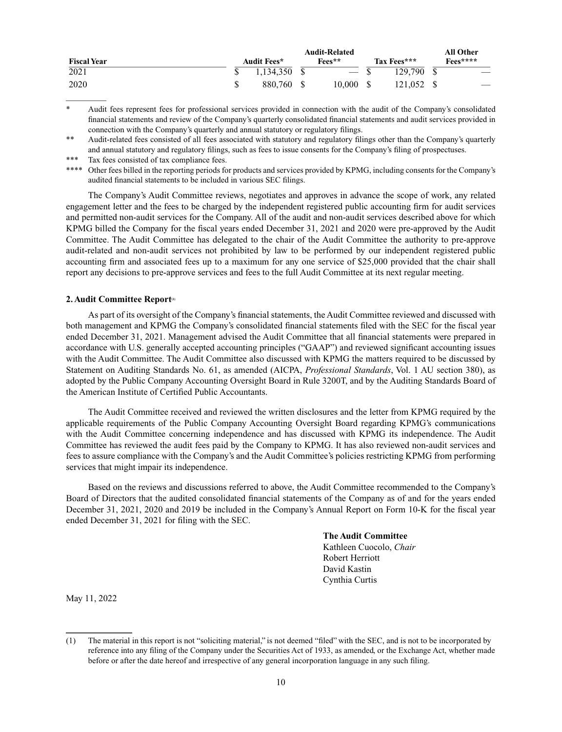| Fiscal Year | Audit Fees* | Audit-Related Fees** | Tax Fees*** | All Other Fees**** |
|---|---|---|---|---|
| 2021 | $ 1,134,350 | $ — | $ 129,790 | $ — |
| 2020 | $ 880,760 | $ 10,000 | $ 121,052 | $ — |

\* Audit fees represent fees for professional services provided in connection with the audit of the Company's consolidated financial statements and review of the Company's quarterly consolidated financial statements and audit services provided in connection with the Company's quarterly and annual statutory or regulatory filings.

\*\* Audit-related fees consisted of all fees associated with statutory and regulatory filings other than the Company's quarterly and annual statutory and regulatory filings, such as fees to issue consents for the Company's filing of prospectuses.

\*\*\* Tax fees consisted of tax compliance fees.

\*\*\*\* Other fees billed in the reporting periods for products and services provided by KPMG, including consents for the Company's audited financial statements to be included in various SEC filings.

The Company's Audit Committee reviews, negotiates and approves in advance the scope of work, any related engagement letter and the fees to be charged by the independent registered public accounting firm for audit services and permitted non-audit services for the Company. All of the audit and non-audit services described above for which KPMG billed the Company for the fiscal years ended December 31, 2021 and 2020 were pre-approved by the Audit Committee. The Audit Committee has delegated to the chair of the Audit Committee the authority to pre-approve audit-related and non-audit services not prohibited by law to be performed by our independent registered public accounting firm and associated fees up to a maximum for any one service of $25,000 provided that the chair shall report any decisions to pre-approve services and fees to the full Audit Committee at its next regular meeting.

**2. Audit Committee Report[1]**

As part of its oversight of the Company's financial statements, the Audit Committee reviewed and discussed with both management and KPMG the Company's consolidated financial statements filed with the SEC for the fiscal year ended December 31, 2021. Management advised the Audit Committee that all financial statements were prepared in accordance with U.S. generally accepted accounting principles ("GAAP") and reviewed significant accounting issues with the Audit Committee. The Audit Committee also discussed with KPMG the matters required to be discussed by Statement on Auditing Standards No. 61, as amended (AICPA, *Professional Standards*, Vol. 1 AU section 380), as adopted by the Public Company Accounting Oversight Board in Rule 3200T, and by the Auditing Standards Board of the American Institute of Certified Public Accountants.

The Audit Committee received and reviewed the written disclosures and the letter from KPMG required by the applicable requirements of the Public Company Accounting Oversight Board regarding KPMG's communications with the Audit Committee concerning independence and has discussed with KPMG its independence. The Audit Committee has reviewed the audit fees paid by the Company to KPMG. It has also reviewed non-audit services and fees to assure compliance with the Company's and the Audit Committee's policies restricting KPMG from performing services that might impair its independence.

Based on the reviews and discussions referred to above, the Audit Committee recommended to the Company's Board of Directors that the audited consolidated financial statements of the Company as of and for the years ended December 31, 2021, 2020 and 2019 be included in the Company's Annual Report on Form 10-K for the fiscal year ended December 31, 2021 for filing with the SEC.

**The Audit Committee**
Kathleen Cuocolo, *Chair*
Robert Herriott
David Kastin
Cynthia Curtis

May 11, 2022

(1) The material in this report is not "soliciting material," is not deemed "filed" with the SEC, and is not to be incorporated by reference into any filing of the Company under the Securities Act of 1933, as amended, or the Exchange Act, whether made before or after the date hereof and irrespective of any general incorporation language in any such filing.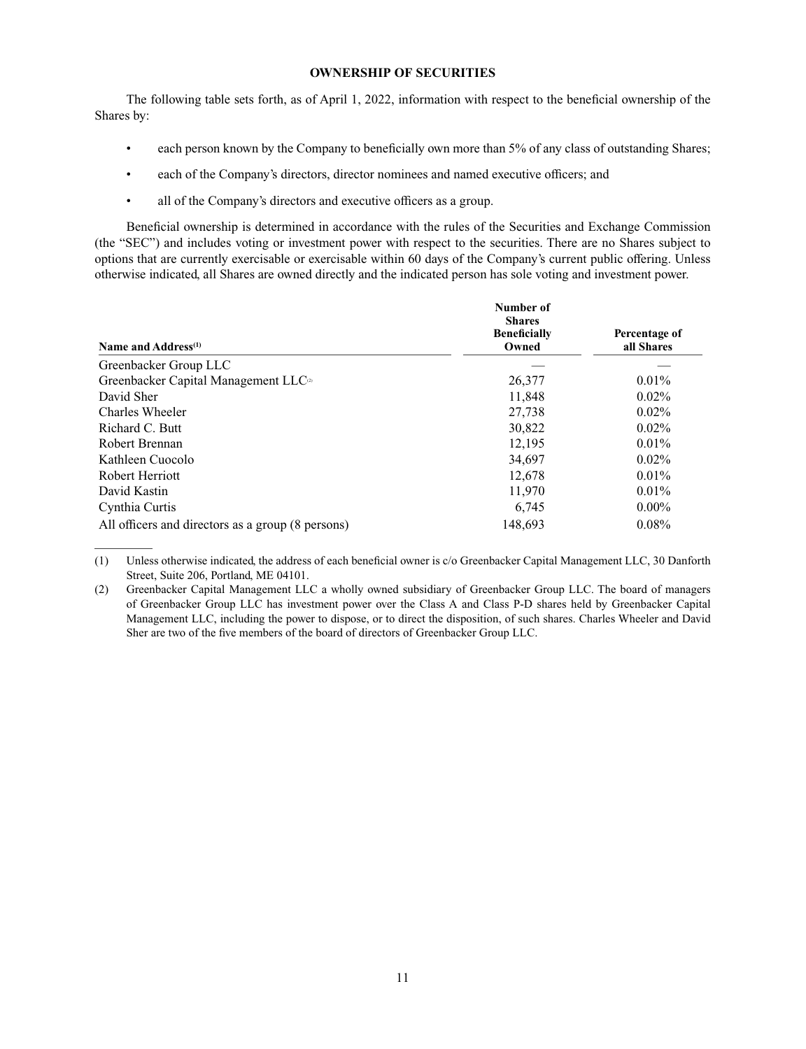## OWNERSHIP OF SECURITIES

The following table sets forth, as of April 1, 2022, information with respect to the beneficial ownership of the Shares by:

- each person known by the Company to beneficially own more than 5% of any class of outstanding Shares;
- each of the Company's directors, director nominees and named executive officers; and
- all of the Company's directors and executive officers as a group.

Beneficial ownership is determined in accordance with the rules of the Securities and Exchange Commission (the "SEC") and includes voting or investment power with respect to the securities. There are no Shares subject to options that are currently exercisable or exercisable within 60 days of the Company's current public offering. Unless otherwise indicated, all Shares are owned directly and the indicated person has sole voting and investment power.

| Name and Address[(1)] | Number of Shares Beneficially Owned | Percentage of all Shares |
| --- | --- | --- |
| Greenbacker Group LLC | — | — |
| Greenbacker Capital Management LLC[(2)] | 26,377 | 0.01% |
| David Sher | 11,848 | 0.02% |
| Charles Wheeler | 27,738 | 0.02% |
| Richard C. Butt | 30,822 | 0.02% |
| Robert Brennan | 12,195 | 0.01% |
| Kathleen Cuocolo | 34,697 | 0.02% |
| Robert Herriott | 12,678 | 0.01% |
| David Kastin | 11,970 | 0.01% |
| Cynthia Curtis | 6,745 | 0.00% |
| All officers and directors as a group (8 persons) | 148,693 | 0.08% |

(1) Unless otherwise indicated, the address of each beneficial owner is c/o Greenbacker Capital Management LLC, 30 Danforth Street, Suite 206, Portland, ME 04101.

(2) Greenbacker Capital Management LLC a wholly owned subsidiary of Greenbacker Group LLC. The board of managers of Greenbacker Group LLC has investment power over the Class A and Class P-D shares held by Greenbacker Capital Management LLC, including the power to dispose, or to direct the disposition, of such shares. Charles Wheeler and David Sher are two of the five members of the board of directors of Greenbacker Group LLC.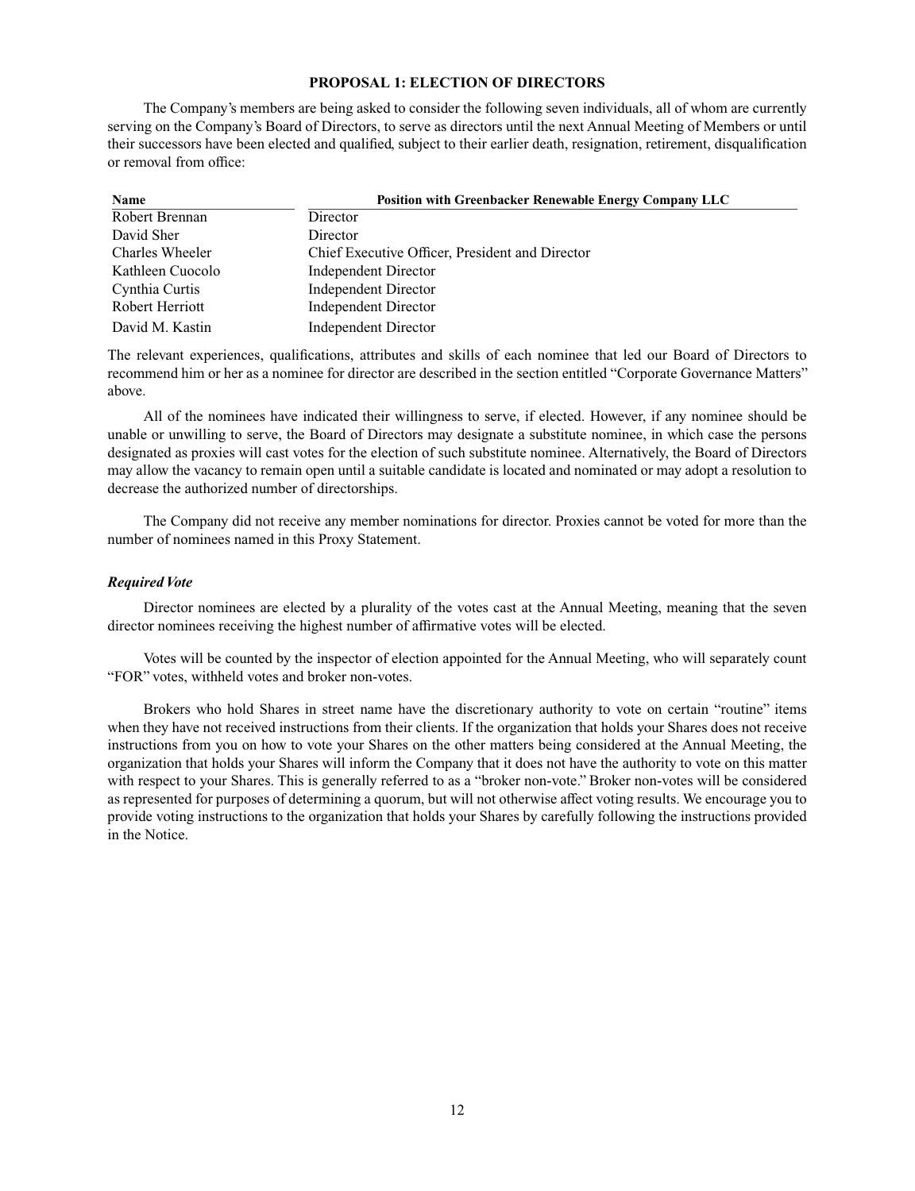## PROPOSAL 1: ELECTION OF DIRECTORS

The Company's members are being asked to consider the following seven individuals, all of whom are currently serving on the Company's Board of Directors, to serve as directors until the next Annual Meeting of Members or until their successors have been elected and qualified, subject to their earlier death, resignation, retirement, disqualification or removal from office:

| Name | Position with Greenbacker Renewable Energy Company LLC |
| --- | --- |
| Robert Brennan | Director |
| David Sher | Director |
| Charles Wheeler | Chief Executive Officer, President and Director |
| Kathleen Cuocolo | Independent Director |
| Cynthia Curtis | Independent Director |
| Robert Herriott | Independent Director |
| David M. Kastin | Independent Director |

The relevant experiences, qualifications, attributes and skills of each nominee that led our Board of Directors to recommend him or her as a nominee for director are described in the section entitled "Corporate Governance Matters" above.

All of the nominees have indicated their willingness to serve, if elected. However, if any nominee should be unable or unwilling to serve, the Board of Directors may designate a substitute nominee, in which case the persons designated as proxies will cast votes for the election of such substitute nominee. Alternatively, the Board of Directors may allow the vacancy to remain open until a suitable candidate is located and nominated or may adopt a resolution to decrease the authorized number of directorships.

The Company did not receive any member nominations for director. Proxies cannot be voted for more than the number of nominees named in this Proxy Statement.

### *Required Vote*

Director nominees are elected by a plurality of the votes cast at the Annual Meeting, meaning that the seven director nominees receiving the highest number of affirmative votes will be elected.

Votes will be counted by the inspector of election appointed for the Annual Meeting, who will separately count "FOR" votes, withheld votes and broker non-votes.

Brokers who hold Shares in street name have the discretionary authority to vote on certain "routine" items when they have not received instructions from their clients. If the organization that holds your Shares does not receive instructions from you on how to vote your Shares on the other matters being considered at the Annual Meeting, the organization that holds your Shares will inform the Company that it does not have the authority to vote on this matter with respect to your Shares. This is generally referred to as a "broker non-vote." Broker non-votes will be considered as represented for purposes of determining a quorum, but will not otherwise affect voting results. We encourage you to provide voting instructions to the organization that holds your Shares by carefully following the instructions provided in the Notice.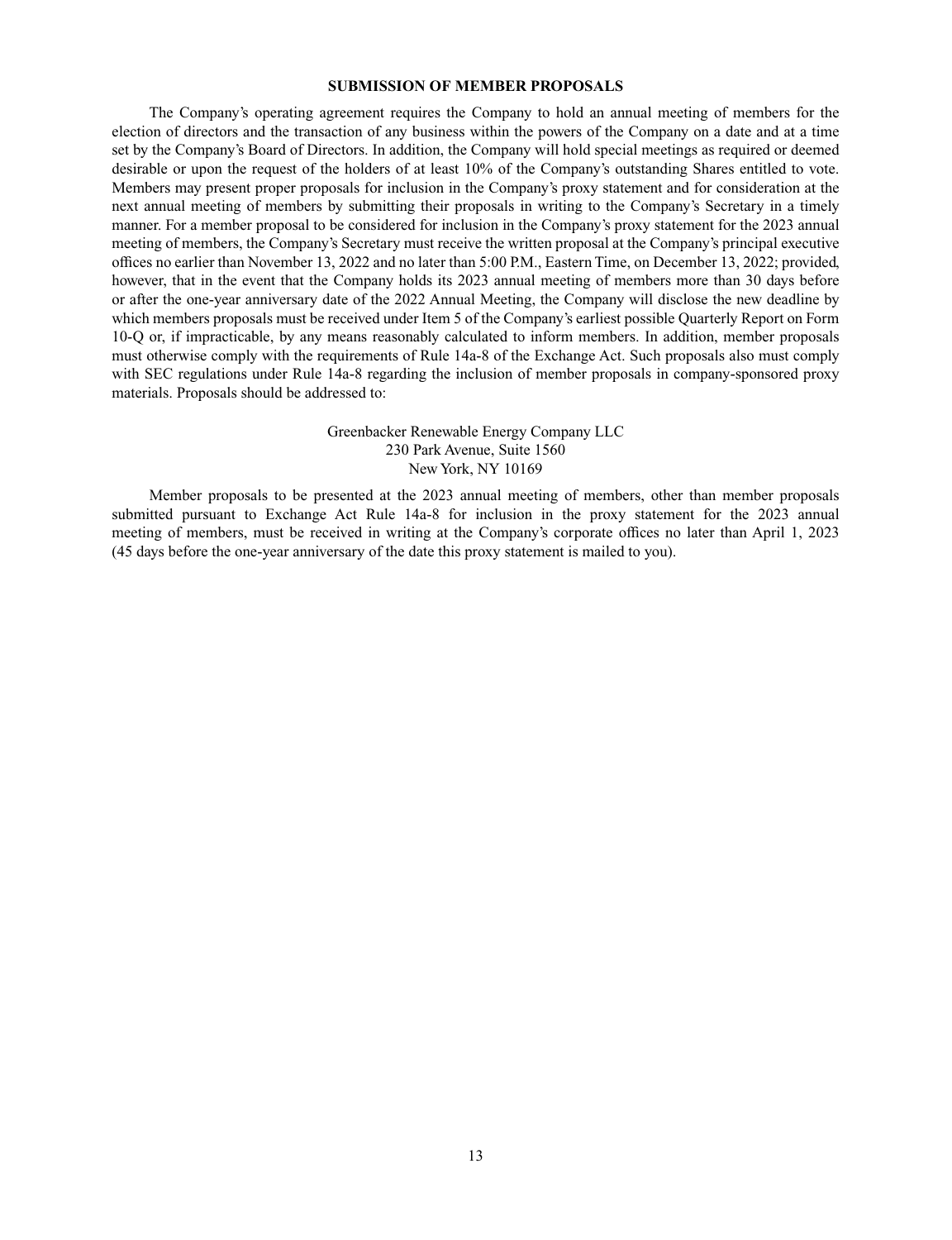## SUBMISSION OF MEMBER PROPOSALS

The Company's operating agreement requires the Company to hold an annual meeting of members for the election of directors and the transaction of any business within the powers of the Company on a date and at a time set by the Company's Board of Directors. In addition, the Company will hold special meetings as required or deemed desirable or upon the request of the holders of at least 10% of the Company's outstanding Shares entitled to vote. Members may present proper proposals for inclusion in the Company's proxy statement and for consideration at the next annual meeting of members by submitting their proposals in writing to the Company's Secretary in a timely manner. For a member proposal to be considered for inclusion in the Company's proxy statement for the 2023 annual meeting of members, the Company's Secretary must receive the written proposal at the Company's principal executive offices no earlier than November 13, 2022 and no later than 5:00 P.M., Eastern Time, on December 13, 2022; provided, however, that in the event that the Company holds its 2023 annual meeting of members more than 30 days before or after the one-year anniversary date of the 2022 Annual Meeting, the Company will disclose the new deadline by which members proposals must be received under Item 5 of the Company's earliest possible Quarterly Report on Form 10-Q or, if impracticable, by any means reasonably calculated to inform members. In addition, member proposals must otherwise comply with the requirements of Rule 14a-8 of the Exchange Act. Such proposals also must comply with SEC regulations under Rule 14a-8 regarding the inclusion of member proposals in company-sponsored proxy materials. Proposals should be addressed to:

Greenbacker Renewable Energy Company LLC
230 Park Avenue, Suite 1560
New York, NY 10169

Member proposals to be presented at the 2023 annual meeting of members, other than member proposals submitted pursuant to Exchange Act Rule 14a-8 for inclusion in the proxy statement for the 2023 annual meeting of members, must be received in writing at the Company's corporate offices no later than April 1, 2023 (45 days before the one-year anniversary of the date this proxy statement is mailed to you).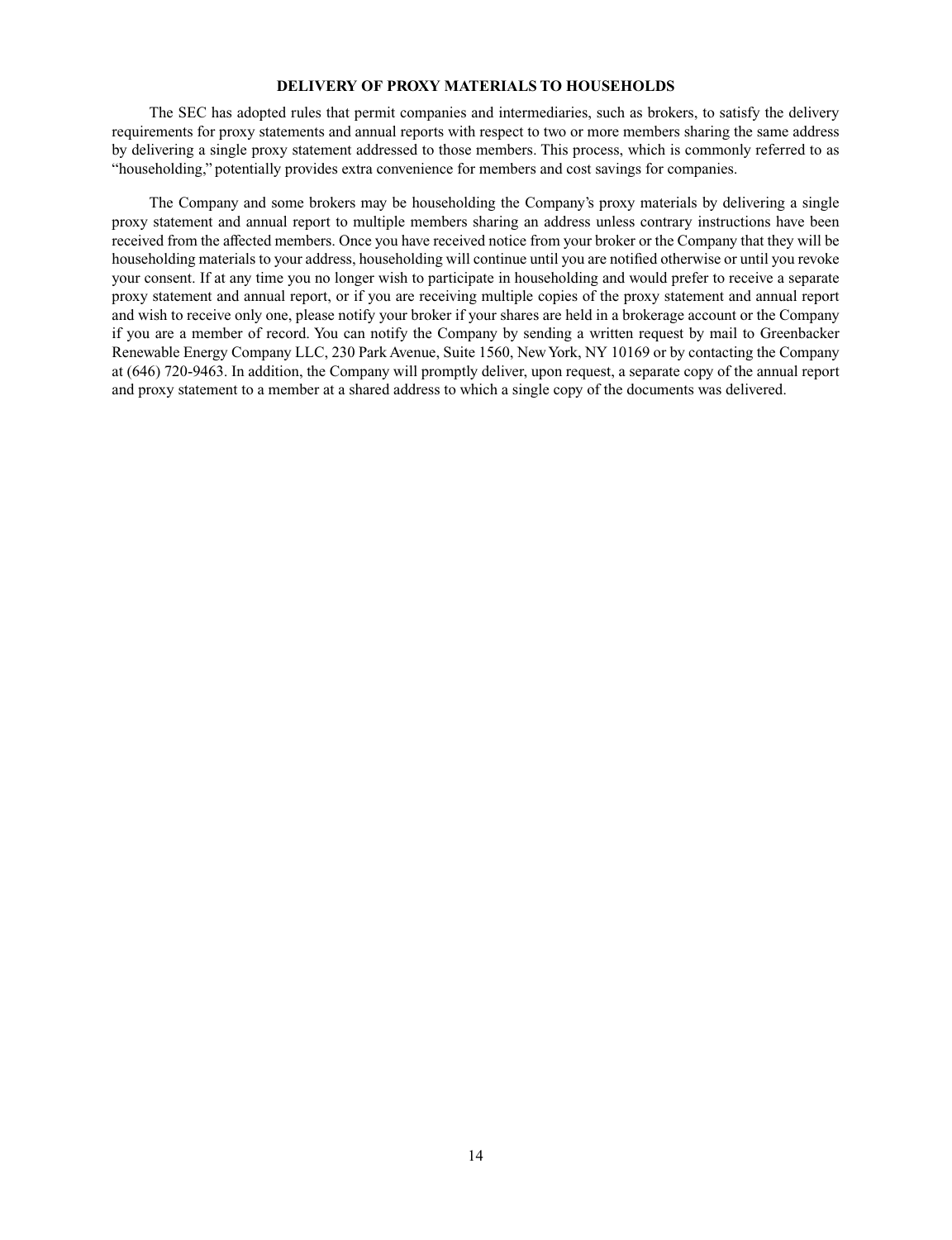## DELIVERY OF PROXY MATERIALS TO HOUSEHOLDS

The SEC has adopted rules that permit companies and intermediaries, such as brokers, to satisfy the delivery requirements for proxy statements and annual reports with respect to two or more members sharing the same address by delivering a single proxy statement addressed to those members. This process, which is commonly referred to as "householding," potentially provides extra convenience for members and cost savings for companies.

The Company and some brokers may be householding the Company's proxy materials by delivering a single proxy statement and annual report to multiple members sharing an address unless contrary instructions have been received from the affected members. Once you have received notice from your broker or the Company that they will be householding materials to your address, householding will continue until you are notified otherwise or until you revoke your consent. If at any time you no longer wish to participate in householding and would prefer to receive a separate proxy statement and annual report, or if you are receiving multiple copies of the proxy statement and annual report and wish to receive only one, please notify your broker if your shares are held in a brokerage account or the Company if you are a member of record. You can notify the Company by sending a written request by mail to Greenbacker Renewable Energy Company LLC, 230 Park Avenue, Suite 1560, New York, NY 10169 or by contacting the Company at (646) 720-9463. In addition, the Company will promptly deliver, upon request, a separate copy of the annual report and proxy statement to a member at a shared address to which a single copy of the documents was delivered.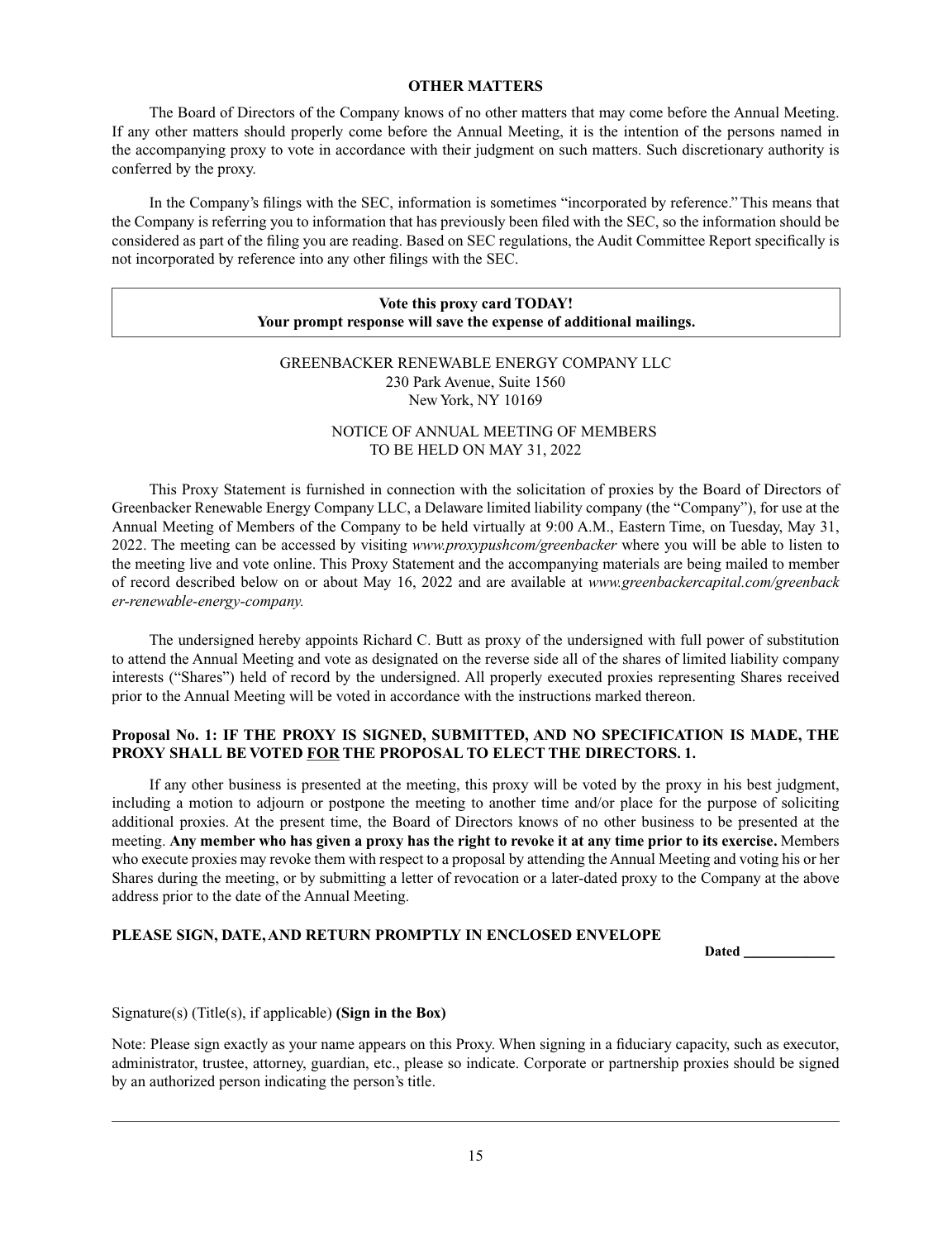## OTHER MATTERS

The Board of Directors of the Company knows of no other matters that may come before the Annual Meeting. If any other matters should properly come before the Annual Meeting, it is the intention of the persons named in the accompanying proxy to vote in accordance with their judgment on such matters. Such discretionary authority is conferred by the proxy.

In the Company's filings with the SEC, information is sometimes "incorporated by reference." This means that the Company is referring you to information that has previously been filed with the SEC, so the information should be considered as part of the filing you are reading. Based on SEC regulations, the Audit Committee Report specifically is not incorporated by reference into any other filings with the SEC.

**Vote this proxy card TODAY!**
**Your prompt response will save the expense of additional mailings.**

GREENBACKER RENEWABLE ENERGY COMPANY LLC
230 Park Avenue, Suite 1560
New York, NY 10169

NOTICE OF ANNUAL MEETING OF MEMBERS
TO BE HELD ON MAY 31, 2022

This Proxy Statement is furnished in connection with the solicitation of proxies by the Board of Directors of Greenbacker Renewable Energy Company LLC, a Delaware limited liability company (the "Company"), for use at the Annual Meeting of Members of the Company to be held virtually at 9:00 A.M., Eastern Time, on Tuesday, May 31, 2022. The meeting can be accessed by visiting *www.proxypushcom/greenbacker* where you will be able to listen to the meeting live and vote online. This Proxy Statement and the accompanying materials are being mailed to member of record described below on or about May 16, 2022 and are available at *www.greenbackercapital.com/greenbacker-renewable-energy-company.*

The undersigned hereby appoints Richard C. Butt as proxy of the undersigned with full power of substitution to attend the Annual Meeting and vote as designated on the reverse side all of the shares of limited liability company interests ("Shares") held of record by the undersigned. All properly executed proxies representing Shares received prior to the Annual Meeting will be voted in accordance with the instructions marked thereon.

**Proposal No. 1: IF THE PROXY IS SIGNED, SUBMITTED, AND NO SPECIFICATION IS MADE, THE PROXY SHALL BE VOTED FOR THE PROPOSAL TO ELECT THE DIRECTORS. 1.**

If any other business is presented at the meeting, this proxy will be voted by the proxy in his best judgment, including a motion to adjourn or postpone the meeting to another time and/or place for the purpose of soliciting additional proxies. At the present time, the Board of Directors knows of no other business to be presented at the meeting. **Any member who has given a proxy has the right to revoke it at any time prior to its exercise.** Members who execute proxies may revoke them with respect to a proposal by attending the Annual Meeting and voting his or her Shares during the meeting, or by submitting a letter of revocation or a later-dated proxy to the Company at the above address prior to the date of the Annual Meeting.

**PLEASE SIGN, DATE, AND RETURN PROMPTLY IN ENCLOSED ENVELOPE**

**Dated** ____________

Signature(s) (Title(s), if applicable) **(Sign in the Box)**

Note: Please sign exactly as your name appears on this Proxy. When signing in a fiduciary capacity, such as executor, administrator, trustee, attorney, guardian, etc., please so indicate. Corporate or partnership proxies should be signed by an authorized person indicating the person's title.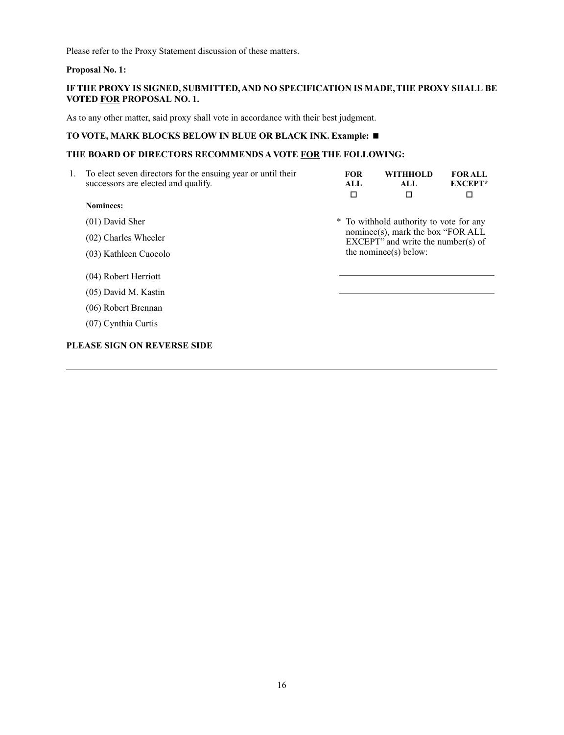Please refer to the Proxy Statement discussion of these matters.

**Proposal No. 1:**

**IF THE PROXY IS SIGNED, SUBMITTED, AND NO SPECIFICATION IS MADE, THE PROXY SHALL BE VOTED FOR PROPOSAL NO. 1.**

As to any other matter, said proxy shall vote in accordance with their best judgment.

**TO VOTE, MARK BLOCKS BELOW IN BLUE OR BLACK INK. Example: ■**

**THE BOARD OF DIRECTORS RECOMMENDS A VOTE FOR THE FOLLOWING:**

| | FOR ALL | WITHHOLD ALL | FOR ALL EXCEPT* |
|---|---|---|---|
| 1. To elect seven directors for the ensuing year or until their successors are elected and qualify. | ☐ | ☐ | ☐ |

**Nominees:**

(01) David Sher

(02) Charles Wheeler

(03) Kathleen Cuocolo

(04) Robert Herriott

(05) David M. Kastin

(06) Robert Brennan

(07) Cynthia Curtis

* To withhold authority to vote for any nominee(s), mark the box "FOR ALL EXCEPT" and write the number(s) of the nominee(s) below:

\_\_\_\_\_\_\_\_\_\_\_\_\_\_\_\_\_\_\_\_\_\_\_\_\_\_\_\_\_\_\_\_

\_\_\_\_\_\_\_\_\_\_\_\_\_\_\_\_\_\_\_\_\_\_\_\_\_\_\_\_\_\_\_\_

**PLEASE SIGN ON REVERSE SIDE**